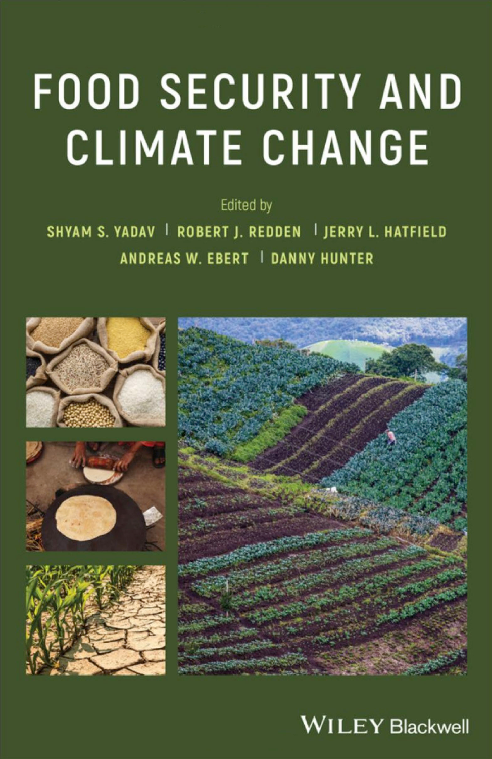# FOOD SECURITY AND CLIMATE CHANGE

Edited by

SHYAM S. YADAV | ROBERT J. REDDEN | JERRY L. HATFIELD

ANDREAS W. EBERT | DANNY HUNTER

WILEY Blackwell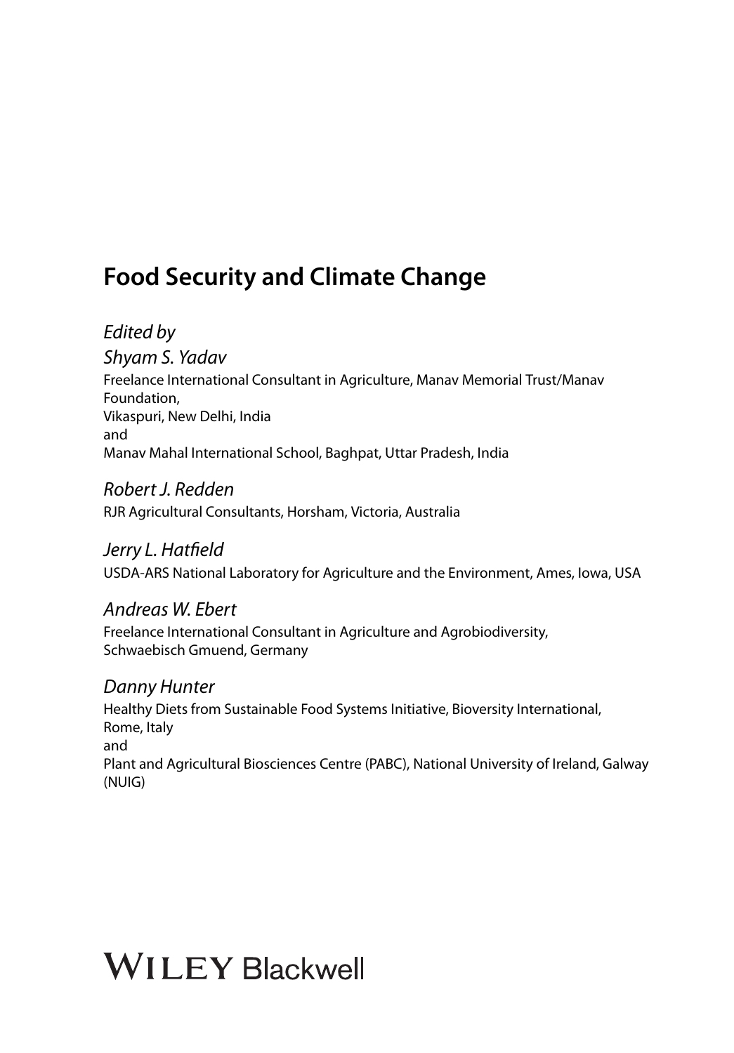# Food Security and Climate Change

*Edited by*

*Shyam S. Yadav*

Freelance International Consultant in Agriculture, Manav Memorial Trust/Manav Foundation,
Vikaspuri, New Delhi, India
and
Manav Mahal International School, Baghpat, Uttar Pradesh, India

*Robert J. Redden*

RJR Agricultural Consultants, Horsham, Victoria, Australia

*Jerry L. Hatfield*

USDA-ARS National Laboratory for Agriculture and the Environment, Ames, Iowa, USA

*Andreas W. Ebert*

Freelance International Consultant in Agriculture and Agrobiodiversity,
Schwaebisch Gmuend, Germany

*Danny Hunter*

Healthy Diets from Sustainable Food Systems Initiative, Bioversity International,
Rome, Italy
and
Plant and Agricultural Biosciences Centre (PABC), National University of Ireland, Galway (NUIG)

WILEY Blackwell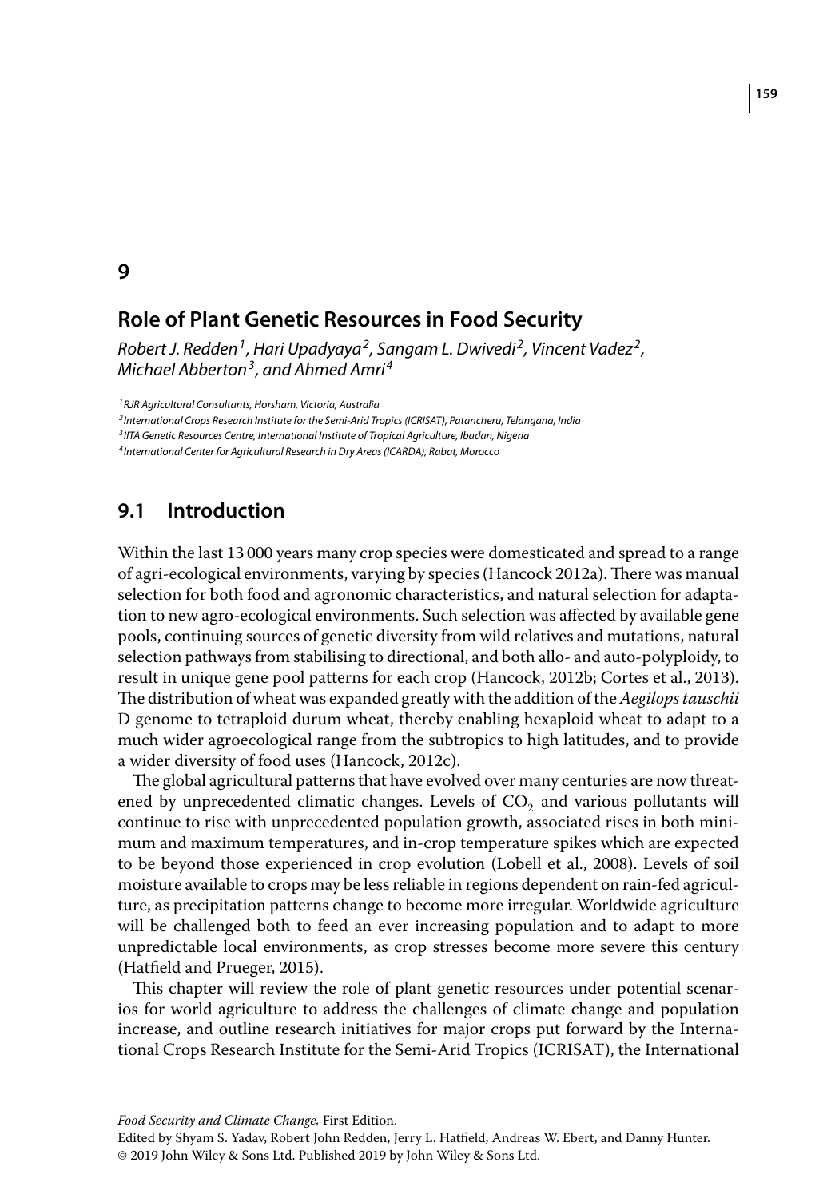# 9

## Role of Plant Genetic Resources in Food Security

*Robert J. Redden[1], Hari Upadyaya[2], Sangam L. Dwivedi[2], Vincent Vadez[2], Michael Abberton[3], and Ahmed Amri[4]*

[1] *RJR Agricultural Consultants, Horsham, Victoria, Australia*
[2] *International Crops Research Institute for the Semi-Arid Tropics (ICRISAT), Patancheru, Telangana, India*
[3] *IITA Genetic Resources Centre, International Institute of Tropical Agriculture, Ibadan, Nigeria*
[4] *International Center for Agricultural Research in Dry Areas (ICARDA), Rabat, Morocco*

## 9.1 Introduction

Within the last 13 000 years many crop species were domesticated and spread to a range of agri-ecological environments, varying by species (Hancock 2012a). There was manual selection for both food and agronomic characteristics, and natural selection for adaptation to new agro-ecological environments. Such selection was affected by available gene pools, continuing sources of genetic diversity from wild relatives and mutations, natural selection pathways from stabilising to directional, and both allo- and auto-polyploidy, to result in unique gene pool patterns for each crop (Hancock, 2012b; Cortes et al., 2013). The distribution of wheat was expanded greatly with the addition of the *Aegilops tauschii* D genome to tetraploid durum wheat, thereby enabling hexaploid wheat to adapt to a much wider agroecological range from the subtropics to high latitudes, and to provide a wider diversity of food uses (Hancock, 2012c).

The global agricultural patterns that have evolved over many centuries are now threatened by unprecedented climatic changes. Levels of $CO_2$ and various pollutants will continue to rise with unprecedented population growth, associated rises in both minimum and maximum temperatures, and in-crop temperature spikes which are expected to be beyond those experienced in crop evolution (Lobell et al., 2008). Levels of soil moisture available to crops may be less reliable in regions dependent on rain-fed agriculture, as precipitation patterns change to become more irregular. Worldwide agriculture will be challenged both to feed an ever increasing population and to adapt to more unpredictable local environments, as crop stresses become more severe this century (Hatfield and Prueger, 2015).

This chapter will review the role of plant genetic resources under potential scenarios for world agriculture to address the challenges of climate change and population increase, and outline research initiatives for major crops put forward by the International Crops Research Institute for the Semi-Arid Tropics (ICRISAT), the International

*Food Security and Climate Change,* First Edition.
Edited by Shyam S. Yadav, Robert John Redden, Jerry L. Hatfield, Andreas W. Ebert, and Danny Hunter.
© 2019 John Wiley & Sons Ltd. Published 2019 by John Wiley & Sons Ltd.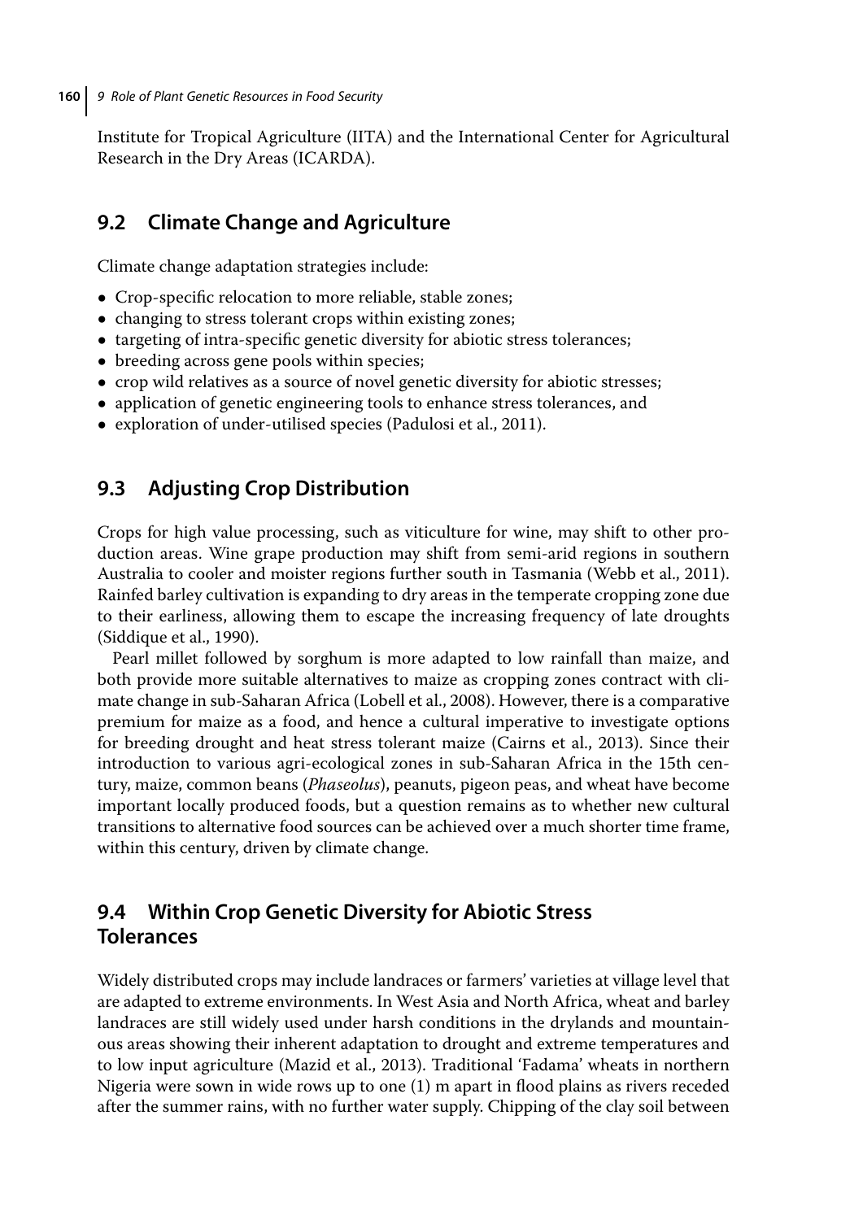Institute for Tropical Agriculture (IITA) and the International Center for Agricultural Research in the Dry Areas (ICARDA).

## 9.2 Climate Change and Agriculture

Climate change adaptation strategies include:

- Crop-specific relocation to more reliable, stable zones;
- changing to stress tolerant crops within existing zones;
- targeting of intra-specific genetic diversity for abiotic stress tolerances;
- breeding across gene pools within species;
- crop wild relatives as a source of novel genetic diversity for abiotic stresses;
- application of genetic engineering tools to enhance stress tolerances, and
- exploration of under-utilised species (Padulosi et al., 2011).

## 9.3 Adjusting Crop Distribution

Crops for high value processing, such as viticulture for wine, may shift to other production areas. Wine grape production may shift from semi-arid regions in southern Australia to cooler and moister regions further south in Tasmania (Webb et al., 2011). Rainfed barley cultivation is expanding to dry areas in the temperate cropping zone due to their earliness, allowing them to escape the increasing frequency of late droughts (Siddique et al., 1990).

Pearl millet followed by sorghum is more adapted to low rainfall than maize, and both provide more suitable alternatives to maize as cropping zones contract with climate change in sub-Saharan Africa (Lobell et al., 2008). However, there is a comparative premium for maize as a food, and hence a cultural imperative to investigate options for breeding drought and heat stress tolerant maize (Cairns et al., 2013). Since their introduction to various agri-ecological zones in sub-Saharan Africa in the 15th century, maize, common beans (*Phaseolus*), peanuts, pigeon peas, and wheat have become important locally produced foods, but a question remains as to whether new cultural transitions to alternative food sources can be achieved over a much shorter time frame, within this century, driven by climate change.

## 9.4 Within Crop Genetic Diversity for Abiotic Stress Tolerances

Widely distributed crops may include landraces or farmers' varieties at village level that are adapted to extreme environments. In West Asia and North Africa, wheat and barley landraces are still widely used under harsh conditions in the drylands and mountainous areas showing their inherent adaptation to drought and extreme temperatures and to low input agriculture (Mazid et al., 2013). Traditional 'Fadama' wheats in northern Nigeria were sown in wide rows up to one (1) m apart in flood plains as rivers receded after the summer rains, with no further water supply. Chipping of the clay soil between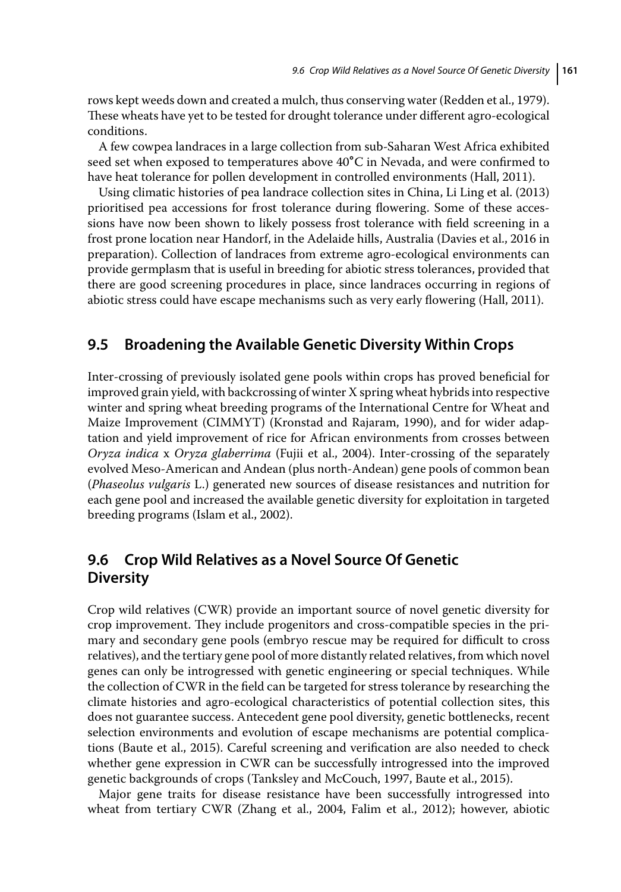rows kept weeds down and created a mulch, thus conserving water (Redden et al., 1979). These wheats have yet to be tested for drought tolerance under different agro-ecological conditions.

A few cowpea landraces in a large collection from sub-Saharan West Africa exhibited seed set when exposed to temperatures above 40°C in Nevada, and were confirmed to have heat tolerance for pollen development in controlled environments (Hall, 2011).

Using climatic histories of pea landrace collection sites in China, Li Ling et al. (2013) prioritised pea accessions for frost tolerance during flowering. Some of these accessions have now been shown to likely possess frost tolerance with field screening in a frost prone location near Handorf, in the Adelaide hills, Australia (Davies et al., 2016 in preparation). Collection of landraces from extreme agro-ecological environments can provide germplasm that is useful in breeding for abiotic stress tolerances, provided that there are good screening procedures in place, since landraces occurring in regions of abiotic stress could have escape mechanisms such as very early flowering (Hall, 2011).

## 9.5 Broadening the Available Genetic Diversity Within Crops

Inter-crossing of previously isolated gene pools within crops has proved beneficial for improved grain yield, with backcrossing of winter X spring wheat hybrids into respective winter and spring wheat breeding programs of the International Centre for Wheat and Maize Improvement (CIMMYT) (Kronstad and Rajaram, 1990), and for wider adaptation and yield improvement of rice for African environments from crosses between *Oryza indica* x *Oryza glaberrima* (Fujii et al., 2004). Inter-crossing of the separately evolved Meso-American and Andean (plus north-Andean) gene pools of common bean (*Phaseolus vulgaris* L.) generated new sources of disease resistances and nutrition for each gene pool and increased the available genetic diversity for exploitation in targeted breeding programs (Islam et al., 2002).

## 9.6 Crop Wild Relatives as a Novel Source Of Genetic Diversity

Crop wild relatives (CWR) provide an important source of novel genetic diversity for crop improvement. They include progenitors and cross-compatible species in the primary and secondary gene pools (embryo rescue may be required for difficult to cross relatives), and the tertiary gene pool of more distantly related relatives, from which novel genes can only be introgressed with genetic engineering or special techniques. While the collection of CWR in the field can be targeted for stress tolerance by researching the climate histories and agro-ecological characteristics of potential collection sites, this does not guarantee success. Antecedent gene pool diversity, genetic bottlenecks, recent selection environments and evolution of escape mechanisms are potential complications (Baute et al., 2015). Careful screening and verification are also needed to check whether gene expression in CWR can be successfully introgressed into the improved genetic backgrounds of crops (Tanksley and McCouch, 1997, Baute et al., 2015).

Major gene traits for disease resistance have been successfully introgressed into wheat from tertiary CWR (Zhang et al., 2004, Falim et al., 2012); however, abiotic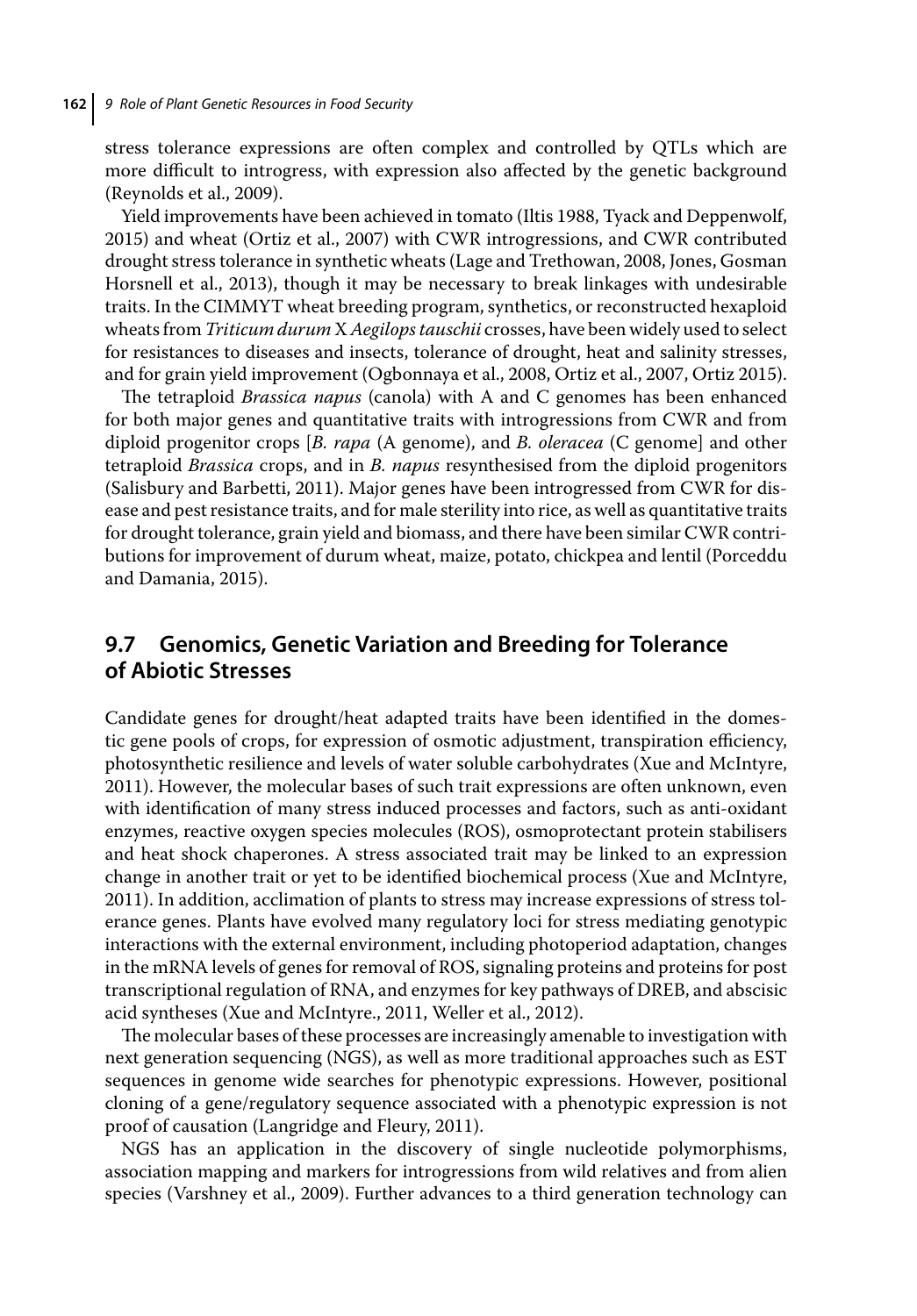stress tolerance expressions are often complex and controlled by QTLs which are more difficult to introgress, with expression also affected by the genetic background (Reynolds et al., 2009).

Yield improvements have been achieved in tomato (Iltis 1988, Tyack and Deppenwolf, 2015) and wheat (Ortiz et al., 2007) with CWR introgressions, and CWR contributed drought stress tolerance in synthetic wheats (Lage and Trethowan, 2008, Jones, Gosman Horsnell et al., 2013), though it may be necessary to break linkages with undesirable traits. In the CIMMYT wheat breeding program, synthetics, or reconstructed hexaploid wheats from *Triticum durum* X *Aegilops tauschii* crosses, have been widely used to select for resistances to diseases and insects, tolerance of drought, heat and salinity stresses, and for grain yield improvement (Ogbonnaya et al., 2008, Ortiz et al., 2007, Ortiz 2015).

The tetraploid *Brassica napus* (canola) with A and C genomes has been enhanced for both major genes and quantitative traits with introgressions from CWR and from diploid progenitor crops [*B. rapa* (A genome), and *B. oleracea* (C genome] and other tetraploid *Brassica* crops, and in *B. napus* resynthesised from the diploid progenitors (Salisbury and Barbetti, 2011). Major genes have been introgressed from CWR for disease and pest resistance traits, and for male sterility into rice, as well as quantitative traits for drought tolerance, grain yield and biomass, and there have been similar CWR contributions for improvement of durum wheat, maize, potato, chickpea and lentil (Porceddu and Damania, 2015).

## 9.7 Genomics, Genetic Variation and Breeding for Tolerance of Abiotic Stresses

Candidate genes for drought/heat adapted traits have been identified in the domestic gene pools of crops, for expression of osmotic adjustment, transpiration efficiency, photosynthetic resilience and levels of water soluble carbohydrates (Xue and McIntyre, 2011). However, the molecular bases of such trait expressions are often unknown, even with identification of many stress induced processes and factors, such as anti-oxidant enzymes, reactive oxygen species molecules (ROS), osmoprotectant protein stabilisers and heat shock chaperones. A stress associated trait may be linked to an expression change in another trait or yet to be identified biochemical process (Xue and McIntyre, 2011). In addition, acclimation of plants to stress may increase expressions of stress tolerance genes. Plants have evolved many regulatory loci for stress mediating genotypic interactions with the external environment, including photoperiod adaptation, changes in the mRNA levels of genes for removal of ROS, signaling proteins and proteins for post transcriptional regulation of RNA, and enzymes for key pathways of DREB, and abscisic acid syntheses (Xue and McIntyre., 2011, Weller et al., 2012).

The molecular bases of these processes are increasingly amenable to investigation with next generation sequencing (NGS), as well as more traditional approaches such as EST sequences in genome wide searches for phenotypic expressions. However, positional cloning of a gene/regulatory sequence associated with a phenotypic expression is not proof of causation (Langridge and Fleury, 2011).

NGS has an application in the discovery of single nucleotide polymorphisms, association mapping and markers for introgressions from wild relatives and from alien species (Varshney et al., 2009). Further advances to a third generation technology can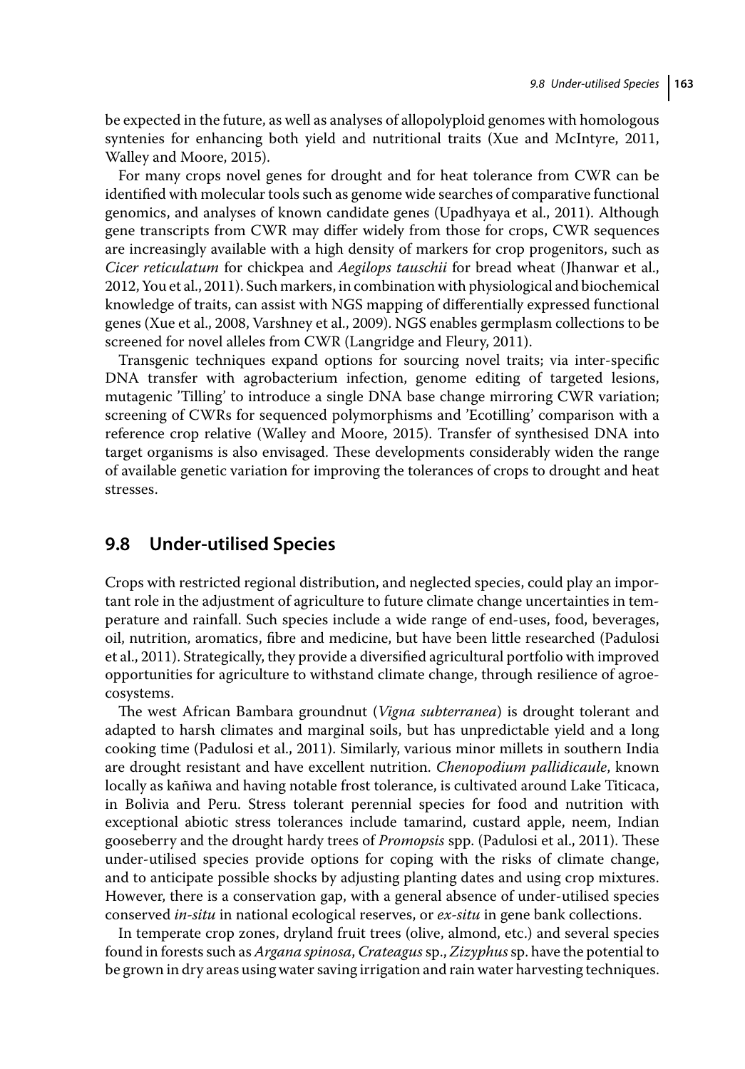be expected in the future, as well as analyses of allopolyploid genomes with homologous syntenies for enhancing both yield and nutritional traits (Xue and McIntyre, 2011, Walley and Moore, 2015).

For many crops novel genes for drought and for heat tolerance from CWR can be identified with molecular tools such as genome wide searches of comparative functional genomics, and analyses of known candidate genes (Upadhyaya et al., 2011). Although gene transcripts from CWR may differ widely from those for crops, CWR sequences are increasingly available with a high density of markers for crop progenitors, such as *Cicer reticulatum* for chickpea and *Aegilops tauschii* for bread wheat (Jhanwar et al., 2012, You et al., 2011). Such markers, in combination with physiological and biochemical knowledge of traits, can assist with NGS mapping of differentially expressed functional genes (Xue et al., 2008, Varshney et al., 2009). NGS enables germplasm collections to be screened for novel alleles from CWR (Langridge and Fleury, 2011).

Transgenic techniques expand options for sourcing novel traits; via inter-specific DNA transfer with agrobacterium infection, genome editing of targeted lesions, mutagenic 'Tilling' to introduce a single DNA base change mirroring CWR variation; screening of CWRs for sequenced polymorphisms and 'Ecotilling' comparison with a reference crop relative (Walley and Moore, 2015). Transfer of synthesised DNA into target organisms is also envisaged. These developments considerably widen the range of available genetic variation for improving the tolerances of crops to drought and heat stresses.

## 9.8 Under-utilised Species

Crops with restricted regional distribution, and neglected species, could play an important role in the adjustment of agriculture to future climate change uncertainties in temperature and rainfall. Such species include a wide range of end-uses, food, beverages, oil, nutrition, aromatics, fibre and medicine, but have been little researched (Padulosi et al., 2011). Strategically, they provide a diversified agricultural portfolio with improved opportunities for agriculture to withstand climate change, through resilience of agroecosystems.

The west African Bambara groundnut (*Vigna subterranea*) is drought tolerant and adapted to harsh climates and marginal soils, but has unpredictable yield and a long cooking time (Padulosi et al., 2011). Similarly, various minor millets in southern India are drought resistant and have excellent nutrition. *Chenopodium pallidicaule*, known locally as kañiwa and having notable frost tolerance, is cultivated around Lake Titicaca, in Bolivia and Peru. Stress tolerant perennial species for food and nutrition with exceptional abiotic stress tolerances include tamarind, custard apple, neem, Indian gooseberry and the drought hardy trees of *Promopsis* spp. (Padulosi et al., 2011). These under-utilised species provide options for coping with the risks of climate change, and to anticipate possible shocks by adjusting planting dates and using crop mixtures. However, there is a conservation gap, with a general absence of under-utilised species conserved *in-situ* in national ecological reserves, or *ex-situ* in gene bank collections.

In temperate crop zones, dryland fruit trees (olive, almond, etc.) and several species found in forests such as *Argana spinosa*, *Crateagus* sp., *Zizyphus* sp. have the potential to be grown in dry areas using water saving irrigation and rain water harvesting techniques.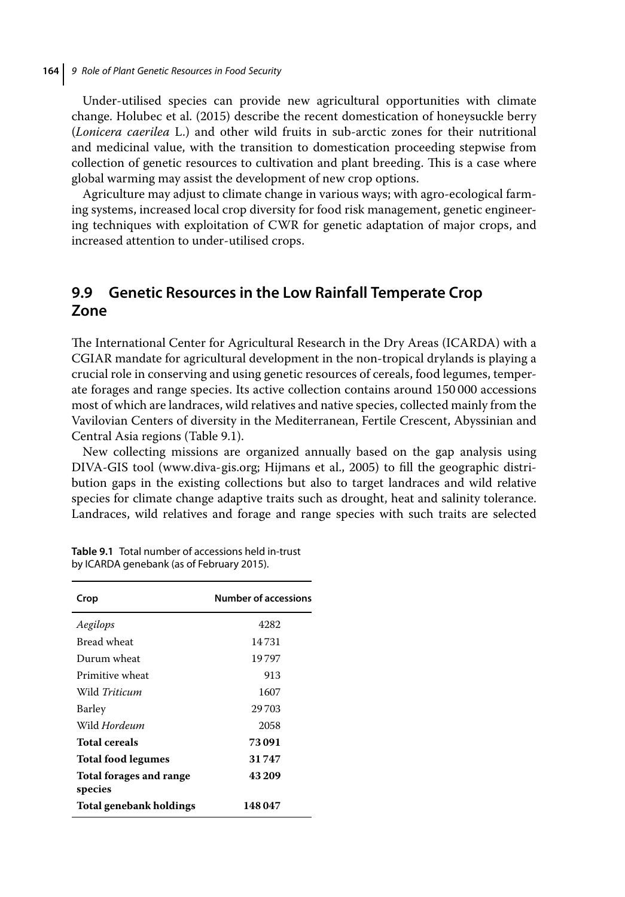Under-utilised species can provide new agricultural opportunities with climate change. Holubec et al. (2015) describe the recent domestication of honeysuckle berry (*Lonicera caerilea* L.) and other wild fruits in sub-arctic zones for their nutritional and medicinal value, with the transition to domestication proceeding stepwise from collection of genetic resources to cultivation and plant breeding. This is a case where global warming may assist the development of new crop options.

Agriculture may adjust to climate change in various ways; with agro-ecological farming systems, increased local crop diversity for food risk management, genetic engineering techniques with exploitation of CWR for genetic adaptation of major crops, and increased attention to under-utilised crops.

## 9.9 Genetic Resources in the Low Rainfall Temperate Crop Zone

The International Center for Agricultural Research in the Dry Areas (ICARDA) with a CGIAR mandate for agricultural development in the non-tropical drylands is playing a crucial role in conserving and using genetic resources of cereals, food legumes, temperate forages and range species. Its active collection contains around 150 000 accessions most of which are landraces, wild relatives and native species, collected mainly from the Vavilovian Centers of diversity in the Mediterranean, Fertile Crescent, Abyssinian and Central Asia regions (Table 9.1).

New collecting missions are organized annually based on the gap analysis using DIVA-GIS tool (www.diva-gis.org; Hijmans et al., 2005) to fill the geographic distribution gaps in the existing collections but also to target landraces and wild relative species for climate change adaptive traits such as drought, heat and salinity tolerance. Landraces, wild relatives and forage and range species with such traits are selected

**Table 9.1** Total number of accessions held in-trust by ICARDA genebank (as of February 2015).

| Crop | Number of accessions |
|---|---|
| *Aegilops* | 4282 |
| Bread wheat | 14 731 |
| Durum wheat | 19 797 |
| Primitive wheat | 913 |
| Wild *Triticum* | 1607 |
| Barley | 29 703 |
| Wild *Hordeum* | 2058 |
| **Total cereals** | **73 091** |
| **Total food legumes** | **31 747** |
| **Total forages and range species** | **43 209** |
| **Total genebank holdings** | **148 047** |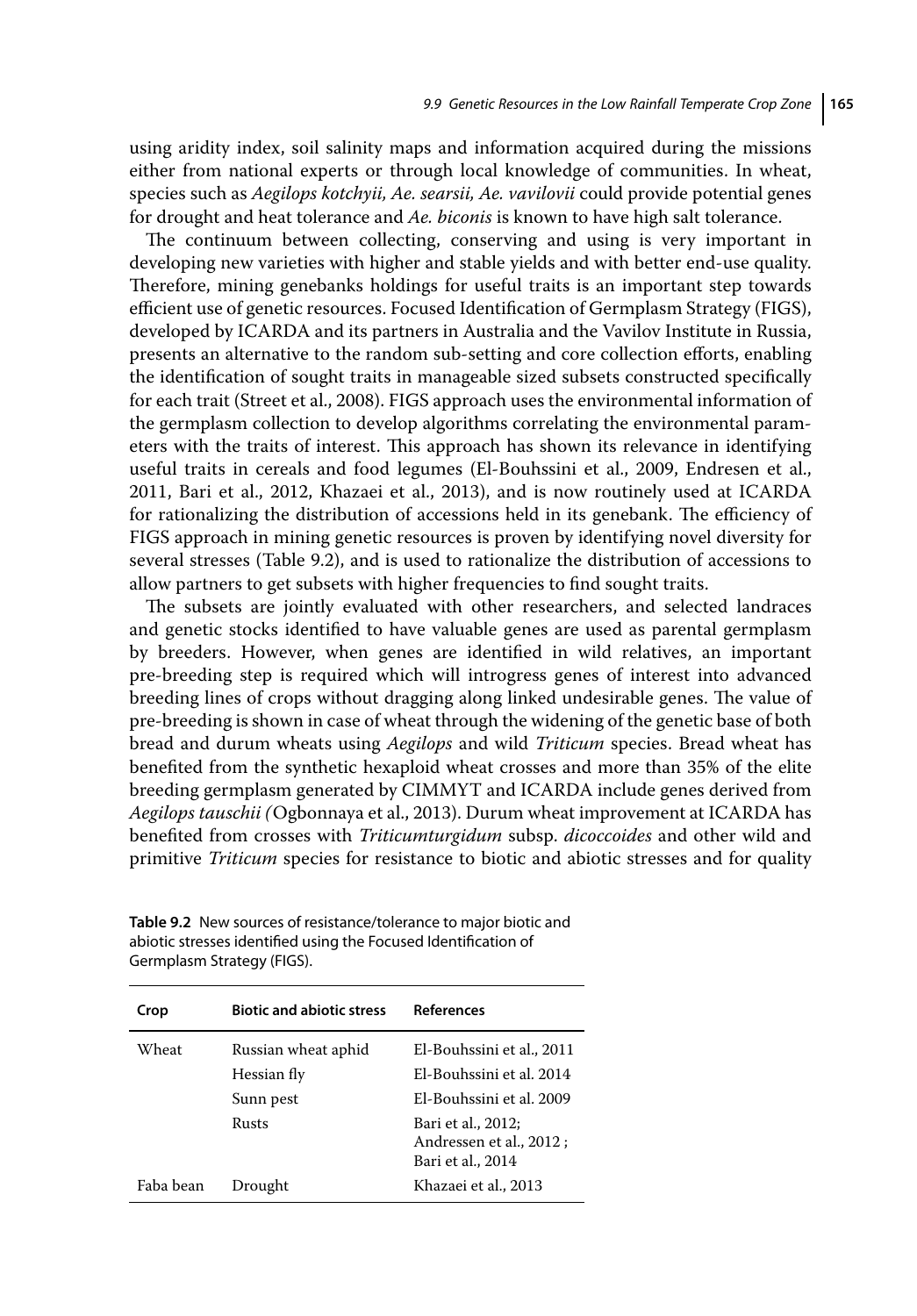using aridity index, soil salinity maps and information acquired during the missions either from national experts or through local knowledge of communities. In wheat, species such as *Aegilops kotchyii, Ae. searsii, Ae. vavilovii* could provide potential genes for drought and heat tolerance and *Ae. biconis* is known to have high salt tolerance.

The continuum between collecting, conserving and using is very important in developing new varieties with higher and stable yields and with better end-use quality. Therefore, mining genebanks holdings for useful traits is an important step towards efficient use of genetic resources. Focused Identification of Germplasm Strategy (FIGS), developed by ICARDA and its partners in Australia and the Vavilov Institute in Russia, presents an alternative to the random sub-setting and core collection efforts, enabling the identification of sought traits in manageable sized subsets constructed specifically for each trait (Street et al., 2008). FIGS approach uses the environmental information of the germplasm collection to develop algorithms correlating the environmental parameters with the traits of interest. This approach has shown its relevance in identifying useful traits in cereals and food legumes (El-Bouhssini et al., 2009, Endresen et al., 2011, Bari et al., 2012, Khazaei et al., 2013), and is now routinely used at ICARDA for rationalizing the distribution of accessions held in its genebank. The efficiency of FIGS approach in mining genetic resources is proven by identifying novel diversity for several stresses (Table 9.2), and is used to rationalize the distribution of accessions to allow partners to get subsets with higher frequencies to find sought traits.

The subsets are jointly evaluated with other researchers, and selected landraces and genetic stocks identified to have valuable genes are used as parental germplasm by breeders. However, when genes are identified in wild relatives, an important pre-breeding step is required which will introgress genes of interest into advanced breeding lines of crops without dragging along linked undesirable genes. The value of pre-breeding is shown in case of wheat through the widening of the genetic base of both bread and durum wheats using *Aegilops* and wild *Triticum* species. Bread wheat has benefited from the synthetic hexaploid wheat crosses and more than 35% of the elite breeding germplasm generated by CIMMYT and ICARDA include genes derived from *Aegilops tauschii (*Ogbonnaya et al., 2013). Durum wheat improvement at ICARDA has benefited from crosses with *Triticumturgidum* subsp. *dicoccoides* and other wild and primitive *Triticum* species for resistance to biotic and abiotic stresses and for quality

**Table 9.2** New sources of resistance/tolerance to major biotic and abiotic stresses identified using the Focused Identification of Germplasm Strategy (FIGS).

| Crop | Biotic and abiotic stress | References |
|---|---|---|
| Wheat | Russian wheat aphid | El-Bouhssini et al., 2011 |
| | Hessian fly | El-Bouhssini et al. 2014 |
| | Sunn pest | El-Bouhssini et al. 2009 |
| | Rusts | Bari et al., 2012; Andressen et al., 2012 ; Bari et al., 2014 |
| Faba bean | Drought | Khazaei et al., 2013 |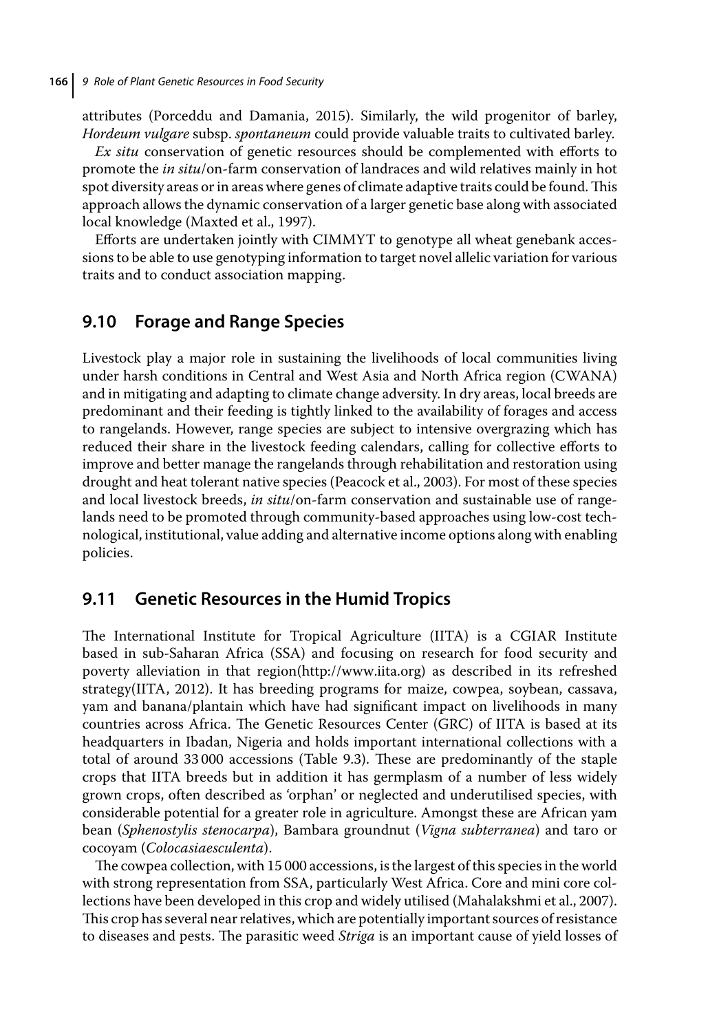attributes (Porceddu and Damania, 2015). Similarly, the wild progenitor of barley, *Hordeum vulgare* subsp. *spontaneum* could provide valuable traits to cultivated barley.

*Ex situ* conservation of genetic resources should be complemented with efforts to promote the *in situ*/on-farm conservation of landraces and wild relatives mainly in hot spot diversity areas or in areas where genes of climate adaptive traits could be found. This approach allows the dynamic conservation of a larger genetic base along with associated local knowledge (Maxted et al., 1997).

Efforts are undertaken jointly with CIMMYT to genotype all wheat genebank accessions to be able to use genotyping information to target novel allelic variation for various traits and to conduct association mapping.

## 9.10 Forage and Range Species

Livestock play a major role in sustaining the livelihoods of local communities living under harsh conditions in Central and West Asia and North Africa region (CWANA) and in mitigating and adapting to climate change adversity. In dry areas, local breeds are predominant and their feeding is tightly linked to the availability of forages and access to rangelands. However, range species are subject to intensive overgrazing which has reduced their share in the livestock feeding calendars, calling for collective efforts to improve and better manage the rangelands through rehabilitation and restoration using drought and heat tolerant native species (Peacock et al., 2003). For most of these species and local livestock breeds, *in situ*/on-farm conservation and sustainable use of rangelands need to be promoted through community-based approaches using low-cost technological, institutional, value adding and alternative income options along with enabling policies.

## 9.11 Genetic Resources in the Humid Tropics

The International Institute for Tropical Agriculture (IITA) is a CGIAR Institute based in sub-Saharan Africa (SSA) and focusing on research for food security and poverty alleviation in that region(http://www.iita.org) as described in its refreshed strategy(IITA, 2012). It has breeding programs for maize, cowpea, soybean, cassava, yam and banana/plantain which have had significant impact on livelihoods in many countries across Africa. The Genetic Resources Center (GRC) of IITA is based at its headquarters in Ibadan, Nigeria and holds important international collections with a total of around 33 000 accessions (Table 9.3). These are predominantly of the staple crops that IITA breeds but in addition it has germplasm of a number of less widely grown crops, often described as 'orphan' or neglected and underutilised species, with considerable potential for a greater role in agriculture. Amongst these are African yam bean (*Sphenostylis stenocarpa*), Bambara groundnut (*Vigna subterranea*) and taro or cocoyam (*Colocasiaesculenta*).

The cowpea collection, with 15 000 accessions, is the largest of this species in the world with strong representation from SSA, particularly West Africa. Core and mini core collections have been developed in this crop and widely utilised (Mahalakshmi et al., 2007). This crop has several near relatives, which are potentially important sources of resistance to diseases and pests. The parasitic weed *Striga* is an important cause of yield losses of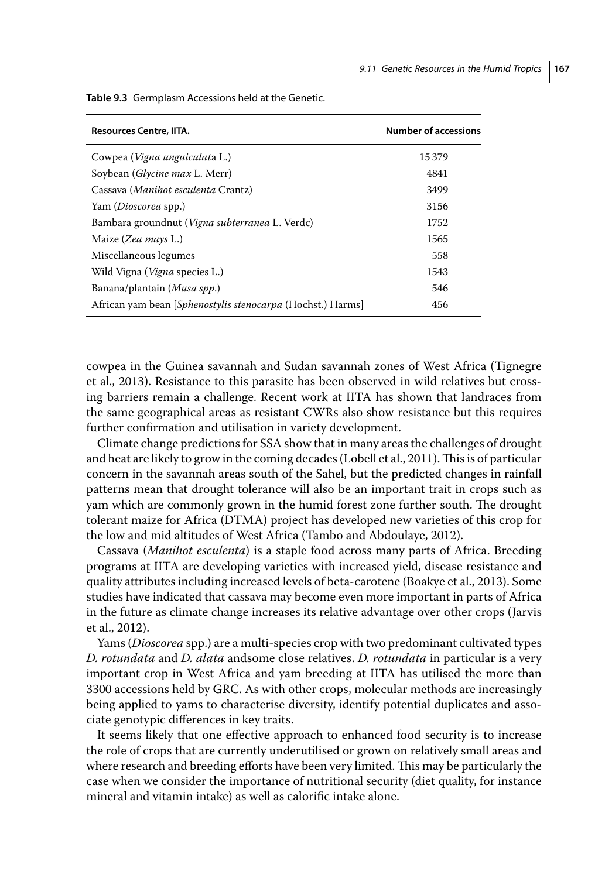**Table 9.3** Germplasm Accessions held at the Genetic.

| Resources Centre, IITA. | Number of accessions |
|---|---|
| Cowpea (*Vigna unguiculata* L.) | 15 379 |
| Soybean (*Glycine max* L. Merr) | 4841 |
| Cassava (*Manihot esculenta* Crantz) | 3499 |
| Yam (*Dioscorea* spp.) | 3156 |
| Bambara groundnut (*Vigna subterranea* L. Verdc) | 1752 |
| Maize (*Zea mays* L.) | 1565 |
| Miscellaneous legumes | 558 |
| Wild Vigna (*Vigna* species L.) | 1543 |
| Banana/plantain (*Musa spp.*) | 546 |
| African yam bean [*Sphenostylis stenocarpa* (Hochst.) Harms] | 456 |

cowpea in the Guinea savannah and Sudan savannah zones of West Africa (Tignegre et al., 2013). Resistance to this parasite has been observed in wild relatives but crossing barriers remain a challenge. Recent work at IITA has shown that landraces from the same geographical areas as resistant CWRs also show resistance but this requires further confirmation and utilisation in variety development.

Climate change predictions for SSA show that in many areas the challenges of drought and heat are likely to grow in the coming decades (Lobell et al., 2011). This is of particular concern in the savannah areas south of the Sahel, but the predicted changes in rainfall patterns mean that drought tolerance will also be an important trait in crops such as yam which are commonly grown in the humid forest zone further south. The drought tolerant maize for Africa (DTMA) project has developed new varieties of this crop for the low and mid altitudes of West Africa (Tambo and Abdoulaye, 2012).

Cassava (*Manihot esculenta*) is a staple food across many parts of Africa. Breeding programs at IITA are developing varieties with increased yield, disease resistance and quality attributes including increased levels of beta-carotene (Boakye et al., 2013). Some studies have indicated that cassava may become even more important in parts of Africa in the future as climate change increases its relative advantage over other crops (Jarvis et al., 2012).

Yams (*Dioscorea* spp.) are a multi-species crop with two predominant cultivated types *D. rotundata* and *D. alata* andsome close relatives. *D. rotundata* in particular is a very important crop in West Africa and yam breeding at IITA has utilised the more than 3300 accessions held by GRC. As with other crops, molecular methods are increasingly being applied to yams to characterise diversity, identify potential duplicates and associate genotypic differences in key traits.

It seems likely that one effective approach to enhanced food security is to increase the role of crops that are currently underutilised or grown on relatively small areas and where research and breeding efforts have been very limited. This may be particularly the case when we consider the importance of nutritional security (diet quality, for instance mineral and vitamin intake) as well as calorific intake alone.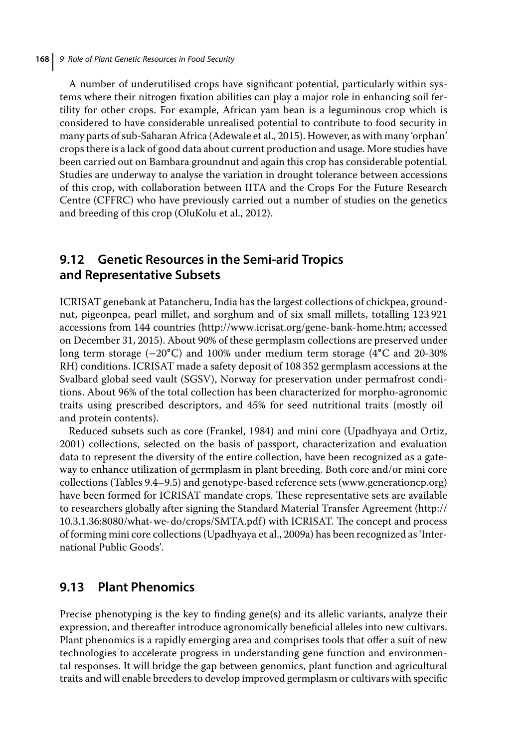A number of underutilised crops have significant potential, particularly within systems where their nitrogen fixation abilities can play a major role in enhancing soil fertility for other crops. For example, African yam bean is a leguminous crop which is considered to have considerable unrealised potential to contribute to food security in many parts of sub-Saharan Africa (Adewale et al., 2015). However, as with many 'orphan' crops there is a lack of good data about current production and usage. More studies have been carried out on Bambara groundnut and again this crop has considerable potential. Studies are underway to analyse the variation in drought tolerance between accessions of this crop, with collaboration between IITA and the Crops For the Future Research Centre (CFFRC) who have previously carried out a number of studies on the genetics and breeding of this crop (OluKolu et al., 2012).

## 9.12 Genetic Resources in the Semi-arid Tropics and Representative Subsets

ICRISAT genebank at Patancheru, India has the largest collections of chickpea, groundnut, pigeonpea, pearl millet, and sorghum and of six small millets, totalling 123 921 accessions from 144 countries (http://www.icrisat.org/gene-bank-home.htm; accessed on December 31, 2015). About 90% of these germplasm collections are preserved under long term storage (−20°C) and 100% under medium term storage (4°C and 20-30% RH) conditions. ICRISAT made a safety deposit of 108 352 germplasm accessions at the Svalbard global seed vault (SGSV), Norway for preservation under permafrost conditions. About 96% of the total collection has been characterized for morpho-agronomic traits using prescribed descriptors, and 45% for seed nutritional traits (mostly oil and protein contents).

Reduced subsets such as core (Frankel, 1984) and mini core (Upadhyaya and Ortiz, 2001) collections, selected on the basis of passport, characterization and evaluation data to represent the diversity of the entire collection, have been recognized as a gateway to enhance utilization of germplasm in plant breeding. Both core and/or mini core collections (Tables 9.4–9.5) and genotype-based reference sets (www.generationcp.org) have been formed for ICRISAT mandate crops. These representative sets are available to researchers globally after signing the Standard Material Transfer Agreement (http://10.3.1.36:8080/what-we-do/crops/SMTA.pdf) with ICRISAT. The concept and process of forming mini core collections (Upadhyaya et al., 2009a) has been recognized as 'International Public Goods'.

## 9.13 Plant Phenomics

Precise phenotyping is the key to finding gene(s) and its allelic variants, analyze their expression, and thereafter introduce agronomically beneficial alleles into new cultivars. Plant phenomics is a rapidly emerging area and comprises tools that offer a suit of new technologies to accelerate progress in understanding gene function and environmental responses. It will bridge the gap between genomics, plant function and agricultural traits and will enable breeders to develop improved germplasm or cultivars with specific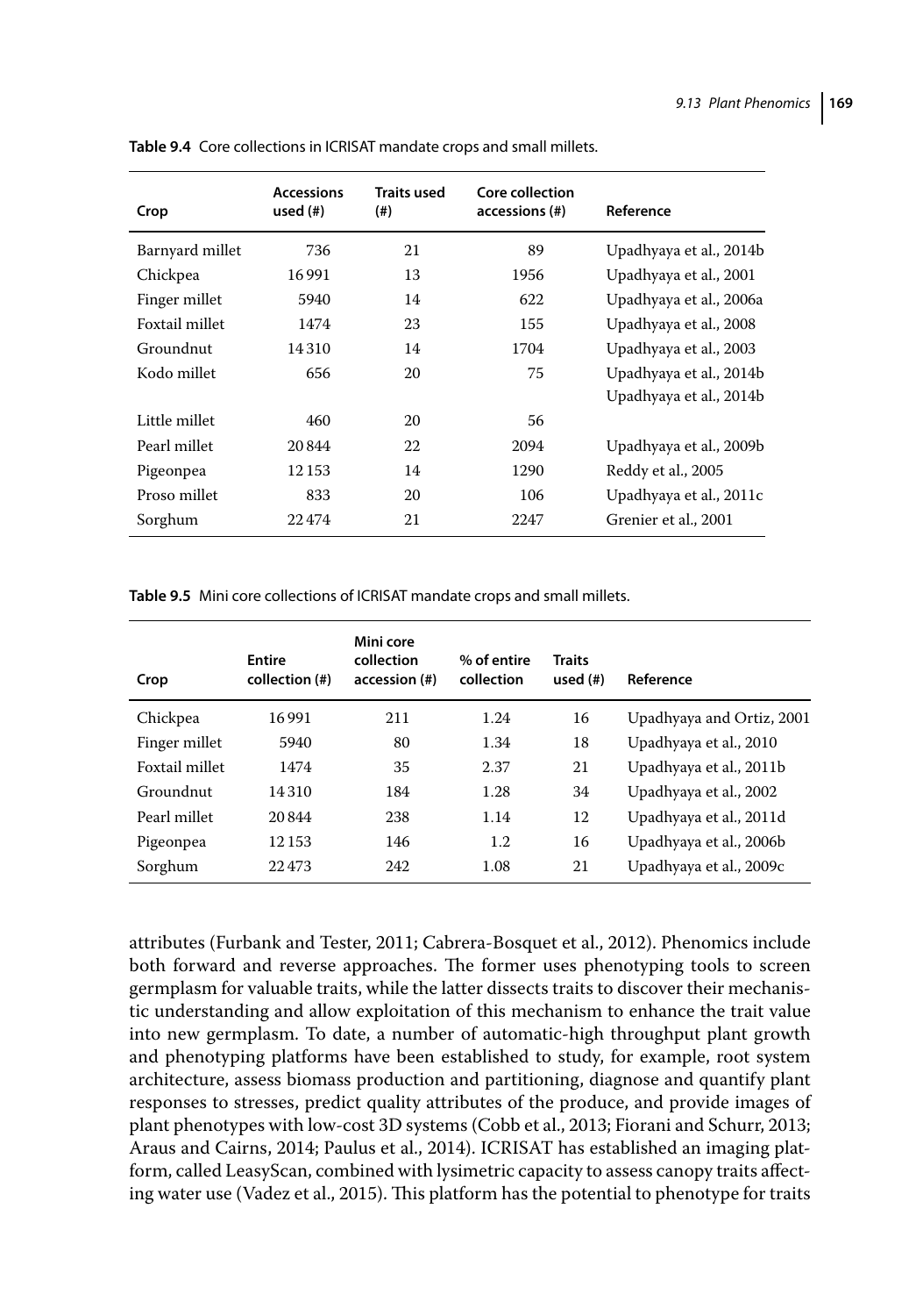**Table 9.4** Core collections in ICRISAT mandate crops and small millets.

| Crop | Accessions used (#) | Traits used (#) | Core collection accessions (#) | Reference |
|---|---|---|---|---|
| Barnyard millet | 736 | 21 | 89 | Upadhyaya et al., 2014b |
| Chickpea | 16 991 | 13 | 1956 | Upadhyaya et al., 2001 |
| Finger millet | 5940 | 14 | 622 | Upadhyaya et al., 2006a |
| Foxtail millet | 1474 | 23 | 155 | Upadhyaya et al., 2008 |
| Groundnut | 14 310 | 14 | 1704 | Upadhyaya et al., 2003 |
| Kodo millet | 656 | 20 | 75 | Upadhyaya et al., 2014b |
| | | | | Upadhyaya et al., 2014b |
| Little millet | 460 | 20 | 56 | |
| Pearl millet | 20 844 | 22 | 2094 | Upadhyaya et al., 2009b |
| Pigeonpea | 12 153 | 14 | 1290 | Reddy et al., 2005 |
| Proso millet | 833 | 20 | 106 | Upadhyaya et al., 2011c |
| Sorghum | 22 474 | 21 | 2247 | Grenier et al., 2001 |

**Table 9.5** Mini core collections of ICRISAT mandate crops and small millets.

| Crop | Entire collection (#) | Mini core collection accession (#) | % of entire collection | Traits used (#) | Reference |
|---|---|---|---|---|---|
| Chickpea | 16 991 | 211 | 1.24 | 16 | Upadhyaya and Ortiz, 2001 |
| Finger millet | 5940 | 80 | 1.34 | 18 | Upadhyaya et al., 2010 |
| Foxtail millet | 1474 | 35 | 2.37 | 21 | Upadhyaya et al., 2011b |
| Groundnut | 14 310 | 184 | 1.28 | 34 | Upadhyaya et al., 2002 |
| Pearl millet | 20 844 | 238 | 1.14 | 12 | Upadhyaya et al., 2011d |
| Pigeonpea | 12 153 | 146 | 1.2 | 16 | Upadhyaya et al., 2006b |
| Sorghum | 22 473 | 242 | 1.08 | 21 | Upadhyaya et al., 2009c |

attributes (Furbank and Tester, 2011; Cabrera-Bosquet et al., 2012). Phenomics include both forward and reverse approaches. The former uses phenotyping tools to screen germplasm for valuable traits, while the latter dissects traits to discover their mechanistic understanding and allow exploitation of this mechanism to enhance the trait value into new germplasm. To date, a number of automatic-high throughput plant growth and phenotyping platforms have been established to study, for example, root system architecture, assess biomass production and partitioning, diagnose and quantify plant responses to stresses, predict quality attributes of the produce, and provide images of plant phenotypes with low-cost 3D systems (Cobb et al., 2013; Fiorani and Schurr, 2013; Araus and Cairns, 2014; Paulus et al., 2014). ICRISAT has established an imaging platform, called LeasyScan, combined with lysimetric capacity to assess canopy traits affecting water use (Vadez et al., 2015). This platform has the potential to phenotype for traits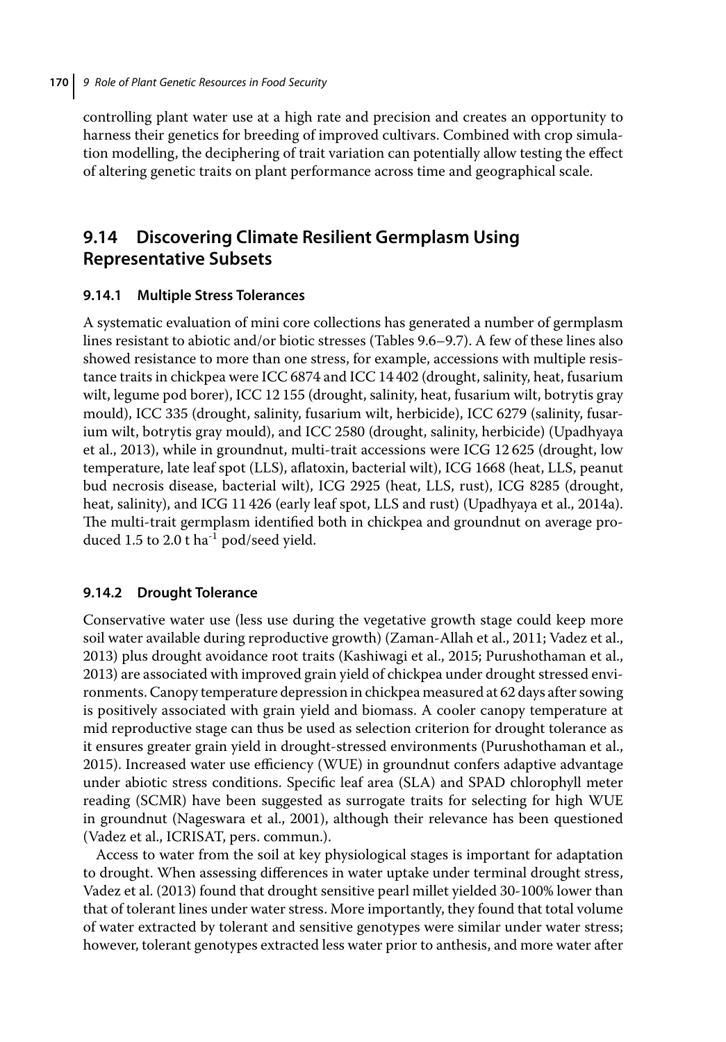controlling plant water use at a high rate and precision and creates an opportunity to harness their genetics for breeding of improved cultivars. Combined with crop simulation modelling, the deciphering of trait variation can potentially allow testing the effect of altering genetic traits on plant performance across time and geographical scale.

## 9.14 Discovering Climate Resilient Germplasm Using Representative Subsets

### 9.14.1 Multiple Stress Tolerances

A systematic evaluation of mini core collections has generated a number of germplasm lines resistant to abiotic and/or biotic stresses (Tables 9.6–9.7). A few of these lines also showed resistance to more than one stress, for example, accessions with multiple resistance traits in chickpea were ICC 6874 and ICC 14 402 (drought, salinity, heat, fusarium wilt, legume pod borer), ICC 12 155 (drought, salinity, heat, fusarium wilt, botrytis gray mould), ICC 335 (drought, salinity, fusarium wilt, herbicide), ICC 6279 (salinity, fusarium wilt, botrytis gray mould), and ICC 2580 (drought, salinity, herbicide) (Upadhyaya et al., 2013), while in groundnut, multi-trait accessions were ICG 12 625 (drought, low temperature, late leaf spot (LLS), aflatoxin, bacterial wilt), ICG 1668 (heat, LLS, peanut bud necrosis disease, bacterial wilt), ICG 2925 (heat, LLS, rust), ICG 8285 (drought, heat, salinity), and ICG 11 426 (early leaf spot, LLS and rust) (Upadhyaya et al., 2014a). The multi-trait germplasm identified both in chickpea and groundnut on average produced 1.5 to 2.0 t $ha^{-1}$ pod/seed yield.

### 9.14.2 Drought Tolerance

Conservative water use (less use during the vegetative growth stage could keep more soil water available during reproductive growth) (Zaman-Allah et al., 2011; Vadez et al., 2013) plus drought avoidance root traits (Kashiwagi et al., 2015; Purushothaman et al., 2013) are associated with improved grain yield of chickpea under drought stressed environments. Canopy temperature depression in chickpea measured at 62 days after sowing is positively associated with grain yield and biomass. A cooler canopy temperature at mid reproductive stage can thus be used as selection criterion for drought tolerance as it ensures greater grain yield in drought-stressed environments (Purushothaman et al., 2015). Increased water use efficiency (WUE) in groundnut confers adaptive advantage under abiotic stress conditions. Specific leaf area (SLA) and SPAD chlorophyll meter reading (SCMR) have been suggested as surrogate traits for selecting for high WUE in groundnut (Nageswara et al., 2001), although their relevance has been questioned (Vadez et al., ICRISAT, pers. commun.).

Access to water from the soil at key physiological stages is important for adaptation to drought. When assessing differences in water uptake under terminal drought stress, Vadez et al. (2013) found that drought sensitive pearl millet yielded 30-100% lower than that of tolerant lines under water stress. More importantly, they found that total volume of water extracted by tolerant and sensitive genotypes were similar under water stress; however, tolerant genotypes extracted less water prior to anthesis, and more water after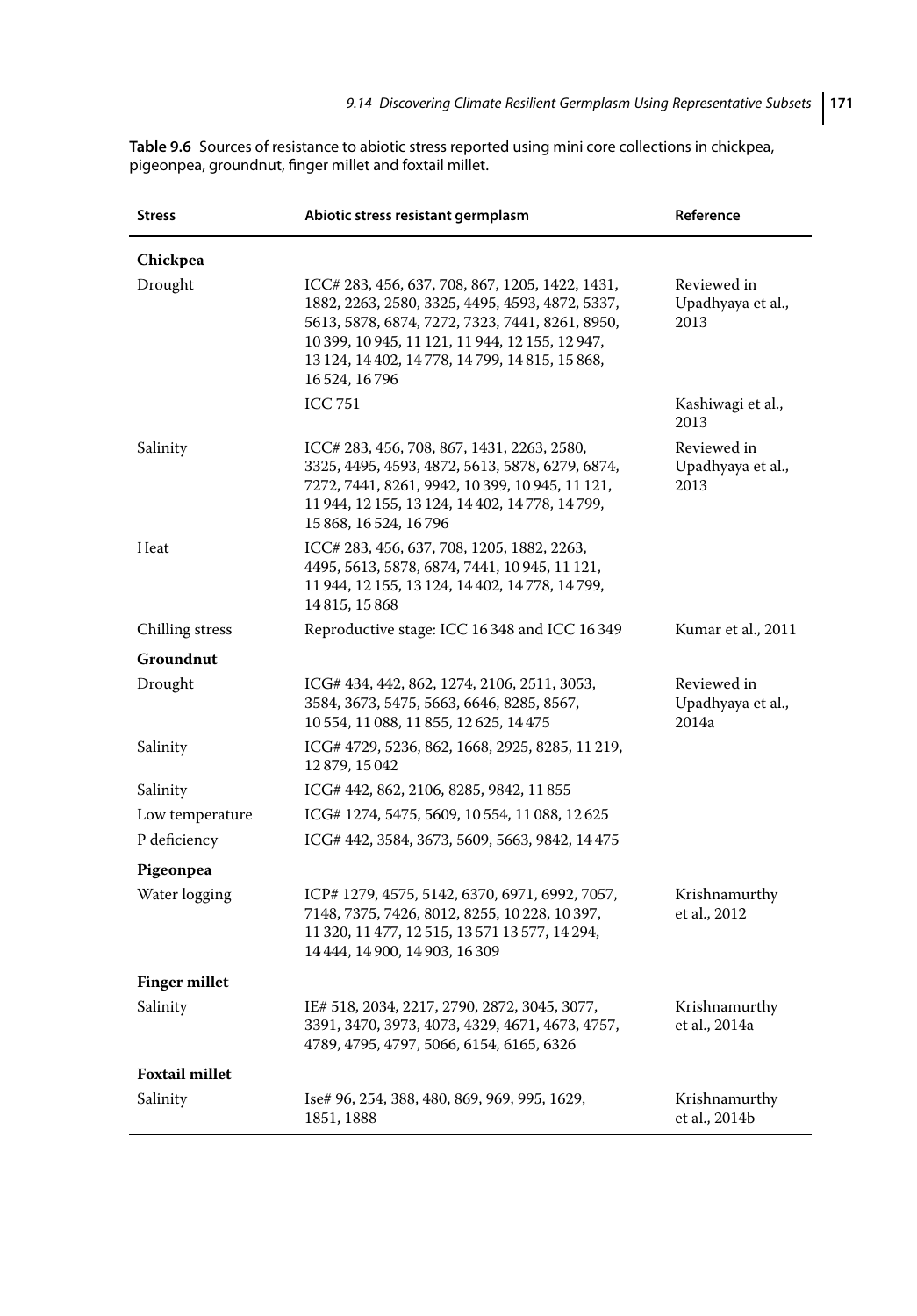**Table 9.6** Sources of resistance to abiotic stress reported using mini core collections in chickpea, pigeonpea, groundnut, finger millet and foxtail millet.

| Stress | Abiotic stress resistant germplasm | Reference |
|---|---|---|
| **Chickpea** | | |
| Drought | ICC# 283, 456, 637, 708, 867, 1205, 1422, 1431, 1882, 2263, 2580, 3325, 4495, 4593, 4872, 5337, 5613, 5878, 6874, 7272, 7323, 7441, 8261, 8950, 10 399, 10 945, 11 121, 11 944, 12 155, 12 947, 13 124, 14 402, 14 778, 14 799, 14 815, 15 868, 16 524, 16 796 | Reviewed in Upadhyaya et al., 2013 |
| | ICC 751 | Kashiwagi et al., 2013 |
| Salinity | ICC# 283, 456, 708, 867, 1431, 2263, 2580, 3325, 4495, 4593, 4872, 5613, 5878, 6279, 6874, 7272, 7441, 8261, 9942, 10 399, 10 945, 11 121, 11 944, 12 155, 13 124, 14 402, 14 778, 14 799, 15 868, 16 524, 16 796 | Reviewed in Upadhyaya et al., 2013 |
| Heat | ICC# 283, 456, 637, 708, 1205, 1882, 2263, 4495, 5613, 5878, 6874, 7441, 10 945, 11 121, 11 944, 12 155, 13 124, 14 402, 14 778, 14 799, 14 815, 15 868 | |
| Chilling stress | Reproductive stage: ICC 16 348 and ICC 16 349 | Kumar et al., 2011 |
| **Groundnut** | | |
| Drought | ICG# 434, 442, 862, 1274, 2106, 2511, 3053, 3584, 3673, 5475, 5663, 6646, 8285, 8567, 10 554, 11 088, 11 855, 12 625, 14 475 | Reviewed in Upadhyaya et al., 2014a |
| Salinity | ICG# 4729, 5236, 862, 1668, 2925, 8285, 11 219, 12 879, 15 042 | |
| Salinity | ICG# 442, 862, 2106, 8285, 9842, 11 855 | |
| Low temperature | ICG# 1274, 5475, 5609, 10 554, 11 088, 12 625 | |
| P deficiency | ICG# 442, 3584, 3673, 5609, 5663, 9842, 14 475 | |
| **Pigeonpea** | | |
| Water logging | ICP# 1279, 4575, 5142, 6370, 6971, 6992, 7057, 7148, 7375, 7426, 8012, 8255, 10 228, 10 397, 11 320, 11 477, 12 515, 13 571 13 577, 14 294, 14 444, 14 900, 14 903, 16 309 | Krishnamurthy et al., 2012 |
| **Finger millet** | | |
| Salinity | IE# 518, 2034, 2217, 2790, 2872, 3045, 3077, 3391, 3470, 3973, 4073, 4329, 4671, 4673, 4757, 4789, 4795, 4797, 5066, 6154, 6165, 6326 | Krishnamurthy et al., 2014a |
| **Foxtail millet** | | |
| Salinity | Ise# 96, 254, 388, 480, 869, 969, 995, 1629, 1851, 1888 | Krishnamurthy et al., 2014b |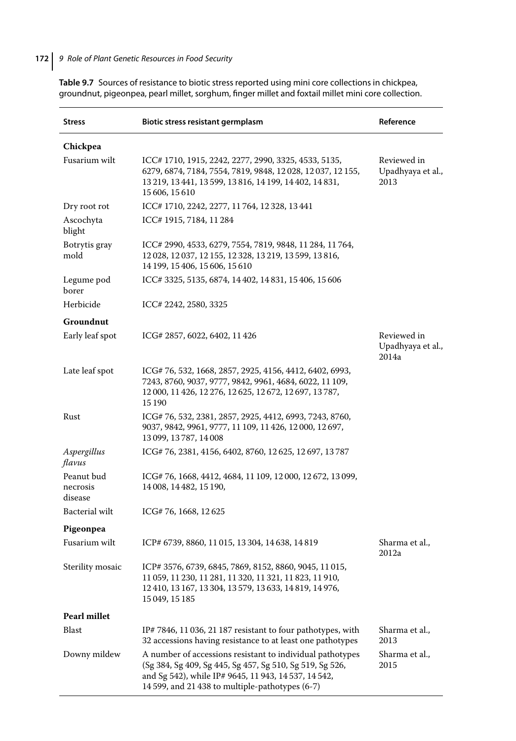**Table 9.7** Sources of resistance to biotic stress reported using mini core collections in chickpea, groundnut, pigeonpea, pearl millet, sorghum, finger millet and foxtail millet mini core collection.

| Stress | Biotic stress resistant germplasm | Reference |
|---|---|---|
| **Chickpea** | | |
| Fusarium wilt | ICC# 1710, 1915, 2242, 2277, 2990, 3325, 4533, 5135, 6279, 6874, 7184, 7554, 7819, 9848, 12 028, 12 037, 12 155, 13 219, 13 441, 13 599, 13 816, 14 199, 14 402, 14 831, 15 606, 15 610 | Reviewed in Upadhyaya et al., 2013 |
| Dry root rot | ICC# 1710, 2242, 2277, 11 764, 12 328, 13 441 | |
| Ascochyta blight | ICC# 1915, 7184, 11 284 | |
| Botrytis gray mold | ICC# 2990, 4533, 6279, 7554, 7819, 9848, 11 284, 11 764, 12 028, 12 037, 12 155, 12 328, 13 219, 13 599, 13 816, 14 199, 15 406, 15 606, 15 610 | |
| Legume pod borer | ICC# 3325, 5135, 6874, 14 402, 14 831, 15 406, 15 606 | |
| Herbicide | ICC# 2242, 2580, 3325 | |
| **Groundnut** | | |
| Early leaf spot | ICG# 2857, 6022, 6402, 11 426 | Reviewed in Upadhyaya et al., 2014a |
| Late leaf spot | ICG# 76, 532, 1668, 2857, 2925, 4156, 4412, 6402, 6993, 7243, 8760, 9037, 9777, 9842, 9961, 4684, 6022, 11 109, 12 000, 11 426, 12 276, 12 625, 12 672, 12 697, 13 787, 15 190 | |
| Rust | ICG# 76, 532, 2381, 2857, 2925, 4412, 6993, 7243, 8760, 9037, 9842, 9961, 9777, 11 109, 11 426, 12 000, 12 697, 13 099, 13 787, 14 008 | |
| *Aspergillus flavus* | ICG# 76, 2381, 4156, 6402, 8760, 12 625, 12 697, 13 787 | |
| Peanut bud necrosis disease | ICG# 76, 1668, 4412, 4684, 11 109, 12 000, 12 672, 13 099, 14 008, 14 482, 15 190, | |
| Bacterial wilt | ICG# 76, 1668, 12 625 | |
| **Pigeonpea** | | |
| Fusarium wilt | ICP# 6739, 8860, 11 015, 13 304, 14 638, 14 819 | Sharma et al., 2012a |
| Sterility mosaic | ICP# 3576, 6739, 6845, 7869, 8152, 8860, 9045, 11 015, 11 059, 11 230, 11 281, 11 320, 11 321, 11 823, 11 910, 12 410, 13 167, 13 304, 13 579, 13 633, 14 819, 14 976, 15 049, 15 185 | |
| **Pearl millet** | | |
| Blast | IP# 7846, 11 036, 21 187 resistant to four pathotypes, with 32 accessions having resistance to at least one pathotypes | Sharma et al., 2013 |
| Downy mildew | A number of accessions resistant to individual pathotypes (Sg 384, Sg 409, Sg 445, Sg 457, Sg 510, Sg 519, Sg 526, and Sg 542), while IP# 9645, 11 943, 14 537, 14 542, 14 599, and 21 438 to multiple-pathotypes (6-7) | Sharma et al., 2015 |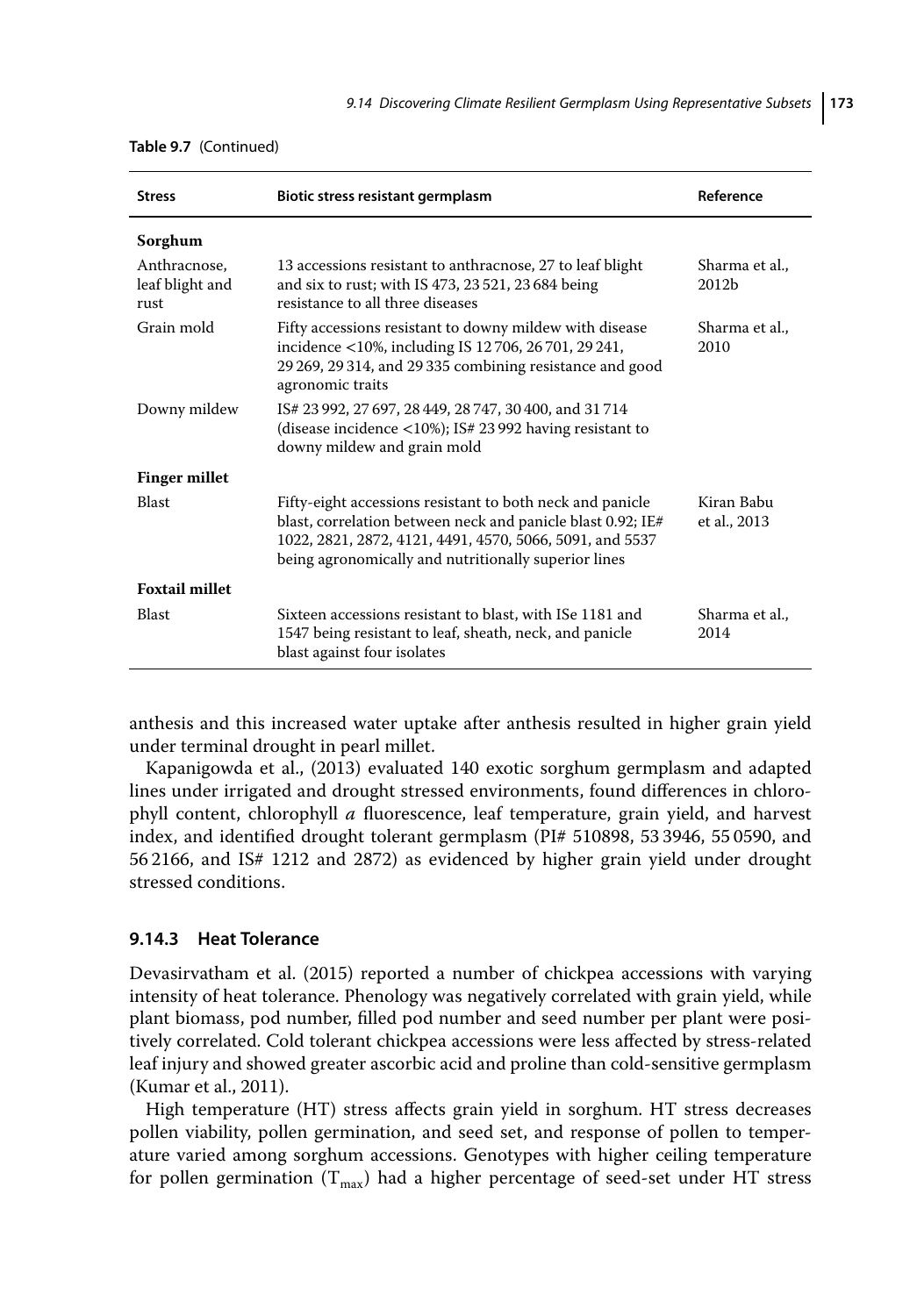**Table 9.7** (Continued)

| Stress | Biotic stress resistant germplasm | Reference |
|---|---|---|
| **Sorghum** | | |
| Anthracnose, leaf blight and rust | 13 accessions resistant to anthracnose, 27 to leaf blight and six to rust; with IS 473, 23 521, 23 684 being resistance to all three diseases | Sharma et al., 2012b |
| Grain mold | Fifty accessions resistant to downy mildew with disease incidence <10%, including IS 12 706, 26 701, 29 241, 29 269, 29 314, and 29 335 combining resistance and good agronomic traits | Sharma et al., 2010 |
| Downy mildew | IS# 23 992, 27 697, 28 449, 28 747, 30 400, and 31 714 (disease incidence <10%); IS# 23 992 having resistant to downy mildew and grain mold | |
| **Finger millet** | | |
| Blast | Fifty-eight accessions resistant to both neck and panicle blast, correlation between neck and panicle blast 0.92; IE# 1022, 2821, 2872, 4121, 4491, 4570, 5066, 5091, and 5537 being agronomically and nutritionally superior lines | Kiran Babu et al., 2013 |
| **Foxtail millet** | | |
| Blast | Sixteen accessions resistant to blast, with ISe 1181 and 1547 being resistant to leaf, sheath, neck, and panicle blast against four isolates | Sharma et al., 2014 |

anthesis and this increased water uptake after anthesis resulted in higher grain yield under terminal drought in pearl millet.

Kapanigowda et al., (2013) evaluated 140 exotic sorghum germplasm and adapted lines under irrigated and drought stressed environments, found differences in chlorophyll content, chlorophyll *a* fluorescence, leaf temperature, grain yield, and harvest index, and identified drought tolerant germplasm (PI# 510898, 53 3946, 55 0590, and 56 2166, and IS# 1212 and 2872) as evidenced by higher grain yield under drought stressed conditions.

### 9.14.3 Heat Tolerance

Devasirvatham et al. (2015) reported a number of chickpea accessions with varying intensity of heat tolerance. Phenology was negatively correlated with grain yield, while plant biomass, pod number, filled pod number and seed number per plant were positively correlated. Cold tolerant chickpea accessions were less affected by stress-related leaf injury and showed greater ascorbic acid and proline than cold-sensitive germplasm (Kumar et al., 2011).

High temperature (HT) stress affects grain yield in sorghum. HT stress decreases pollen viability, pollen germination, and seed set, and response of pollen to temperature varied among sorghum accessions. Genotypes with higher ceiling temperature for pollen germination ($T_{max}$) had a higher percentage of seed-set under HT stress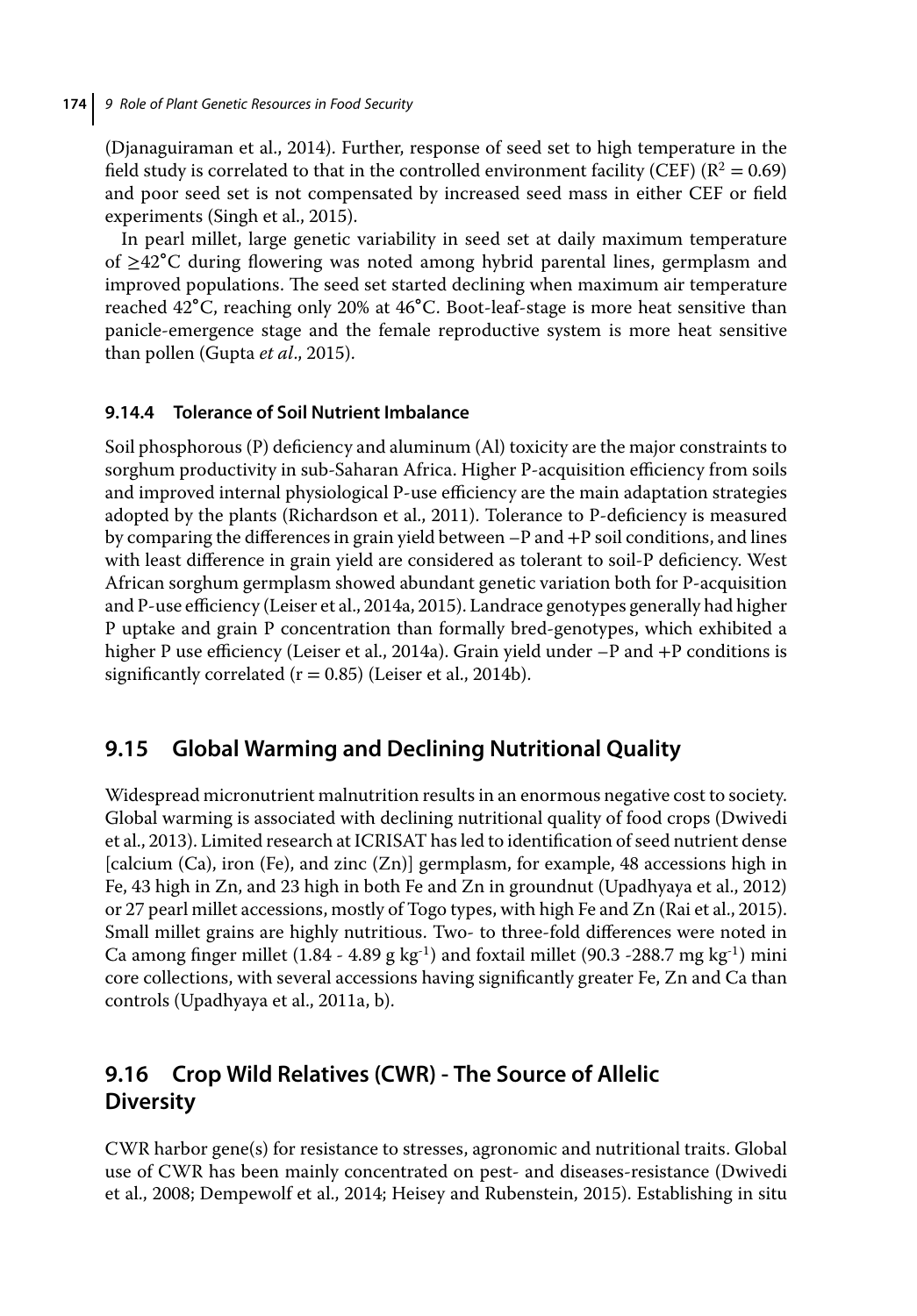(Djanaguiraman et al., 2014). Further, response of seed set to high temperature in the field study is correlated to that in the controlled environment facility (CEF) ($R^2 = 0.69$) and poor seed set is not compensated by increased seed mass in either CEF or field experiments (Singh et al., 2015).

In pearl millet, large genetic variability in seed set at daily maximum temperature of ≥42°C during flowering was noted among hybrid parental lines, germplasm and improved populations. The seed set started declining when maximum air temperature reached 42°C, reaching only 20% at 46°C. Boot-leaf-stage is more heat sensitive than panicle-emergence stage and the female reproductive system is more heat sensitive than pollen (Gupta *et al*., 2015).

### 9.14.4 Tolerance of Soil Nutrient Imbalance

Soil phosphorous (P) deficiency and aluminum (Al) toxicity are the major constraints to sorghum productivity in sub-Saharan Africa. Higher P-acquisition efficiency from soils and improved internal physiological P-use efficiency are the main adaptation strategies adopted by the plants (Richardson et al., 2011). Tolerance to P-deficiency is measured by comparing the differences in grain yield between –P and +P soil conditions, and lines with least difference in grain yield are considered as tolerant to soil-P deficiency. West African sorghum germplasm showed abundant genetic variation both for P-acquisition and P-use efficiency (Leiser et al., 2014a, 2015). Landrace genotypes generally had higher P uptake and grain P concentration than formally bred-genotypes, which exhibited a higher P use efficiency (Leiser et al., 2014a). Grain yield under –P and +P conditions is significantly correlated ($r = 0.85$) (Leiser et al., 2014b).

## 9.15 Global Warming and Declining Nutritional Quality

Widespread micronutrient malnutrition results in an enormous negative cost to society. Global warming is associated with declining nutritional quality of food crops (Dwivedi et al., 2013). Limited research at ICRISAT has led to identification of seed nutrient dense [calcium (Ca), iron (Fe), and zinc (Zn)] germplasm, for example, 48 accessions high in Fe, 43 high in Zn, and 23 high in both Fe and Zn in groundnut (Upadhyaya et al., 2012) or 27 pearl millet accessions, mostly of Togo types, with high Fe and Zn (Rai et al., 2015). Small millet grains are highly nutritious. Two- to three-fold differences were noted in Ca among finger millet (1.84 - 4.89 g $kg^{-1}$) and foxtail millet (90.3 -288.7 mg $kg^{-1}$) mini core collections, with several accessions having significantly greater Fe, Zn and Ca than controls (Upadhyaya et al., 2011a, b).

## 9.16 Crop Wild Relatives (CWR) - The Source of Allelic Diversity

CWR harbor gene(s) for resistance to stresses, agronomic and nutritional traits. Global use of CWR has been mainly concentrated on pest- and diseases-resistance (Dwivedi et al., 2008; Dempewolf et al., 2014; Heisey and Rubenstein, 2015). Establishing in situ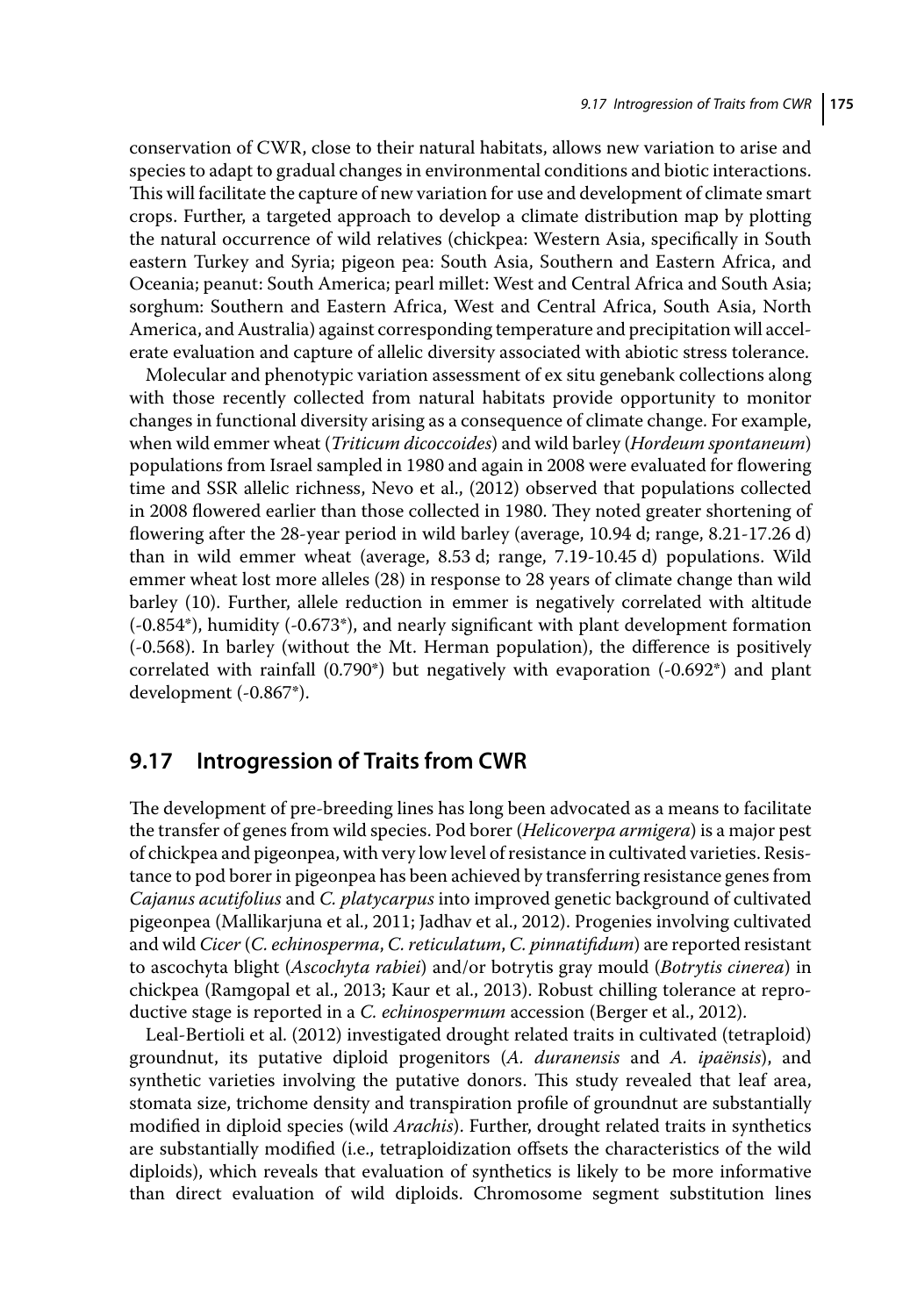conservation of CWR, close to their natural habitats, allows new variation to arise and species to adapt to gradual changes in environmental conditions and biotic interactions. This will facilitate the capture of new variation for use and development of climate smart crops. Further, a targeted approach to develop a climate distribution map by plotting the natural occurrence of wild relatives (chickpea: Western Asia, specifically in South eastern Turkey and Syria; pigeon pea: South Asia, Southern and Eastern Africa, and Oceania; peanut: South America; pearl millet: West and Central Africa and South Asia; sorghum: Southern and Eastern Africa, West and Central Africa, South Asia, North America, and Australia) against corresponding temperature and precipitation will accelerate evaluation and capture of allelic diversity associated with abiotic stress tolerance.

Molecular and phenotypic variation assessment of ex situ genebank collections along with those recently collected from natural habitats provide opportunity to monitor changes in functional diversity arising as a consequence of climate change. For example, when wild emmer wheat (*Triticum dicoccoides*) and wild barley (*Hordeum spontaneum*) populations from Israel sampled in 1980 and again in 2008 were evaluated for flowering time and SSR allelic richness, Nevo et al., (2012) observed that populations collected in 2008 flowered earlier than those collected in 1980. They noted greater shortening of flowering after the 28-year period in wild barley (average, 10.94 d; range, 8.21-17.26 d) than in wild emmer wheat (average, 8.53 d; range, 7.19-10.45 d) populations. Wild emmer wheat lost more alleles (28) in response to 28 years of climate change than wild barley (10). Further, allele reduction in emmer is negatively correlated with altitude (-0.854*), humidity (-0.673*), and nearly significant with plant development formation (-0.568). In barley (without the Mt. Herman population), the difference is positively correlated with rainfall (0.790*) but negatively with evaporation (-0.692*) and plant development (-0.867*).

## 9.17 Introgression of Traits from CWR

The development of pre-breeding lines has long been advocated as a means to facilitate the transfer of genes from wild species. Pod borer (*Helicoverpa armigera*) is a major pest of chickpea and pigeonpea, with very low level of resistance in cultivated varieties. Resistance to pod borer in pigeonpea has been achieved by transferring resistance genes from *Cajanus acutifolius* and *C. platycarpus* into improved genetic background of cultivated pigeonpea (Mallikarjuna et al., 2011; Jadhav et al., 2012). Progenies involving cultivated and wild *Cicer* (*C. echinosperma*, *C. reticulatum*, *C. pinnatifidum*) are reported resistant to ascochyta blight (*Ascochyta rabiei*) and/or botrytis gray mould (*Botrytis cinerea*) in chickpea (Ramgopal et al., 2013; Kaur et al., 2013). Robust chilling tolerance at reproductive stage is reported in a *C. echinospermum* accession (Berger et al., 2012).

Leal-Bertioli et al. (2012) investigated drought related traits in cultivated (tetraploid) groundnut, its putative diploid progenitors (*A. duranensis* and *A. ipaënsis*), and synthetic varieties involving the putative donors. This study revealed that leaf area, stomata size, trichome density and transpiration profile of groundnut are substantially modified in diploid species (wild *Arachis*). Further, drought related traits in synthetics are substantially modified (i.e., tetraploidization offsets the characteristics of the wild diploids), which reveals that evaluation of synthetics is likely to be more informative than direct evaluation of wild diploids. Chromosome segment substitution lines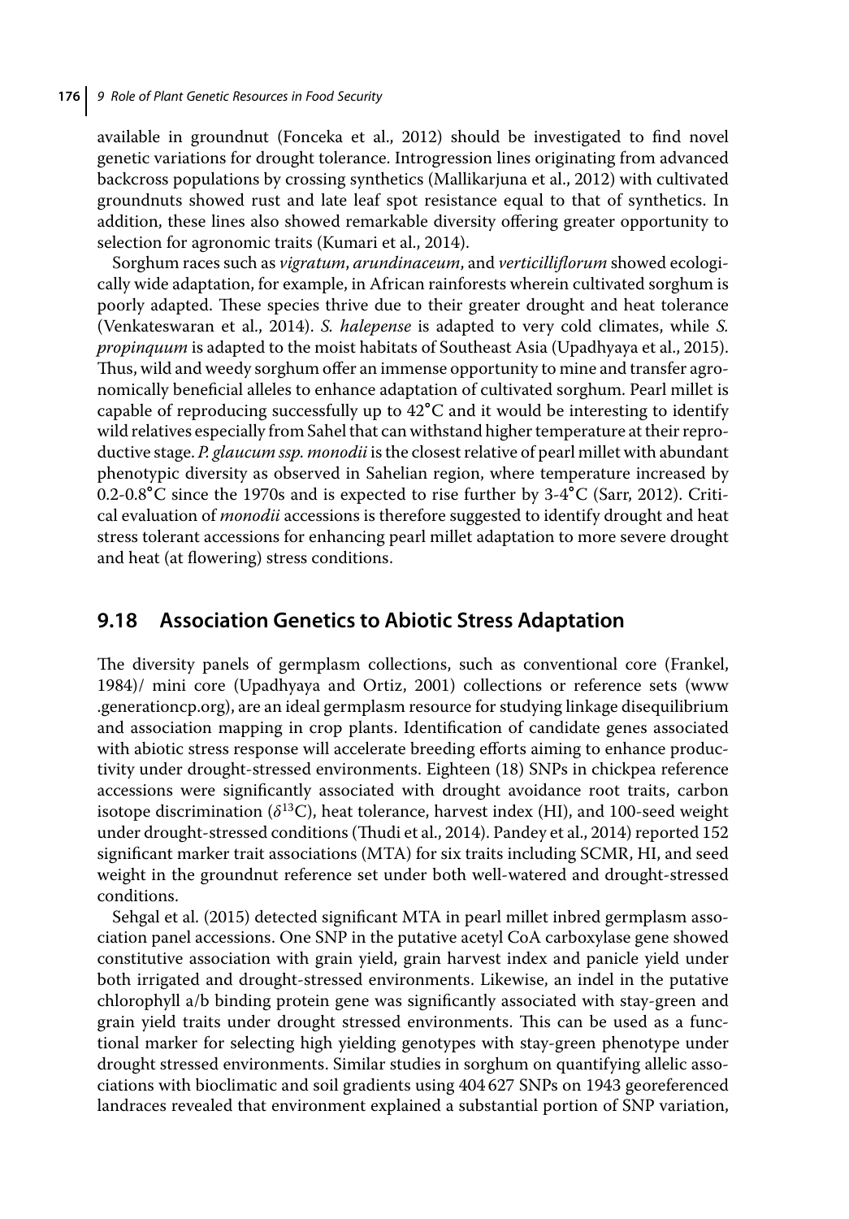available in groundnut (Fonceka et al., 2012) should be investigated to find novel genetic variations for drought tolerance. Introgression lines originating from advanced backcross populations by crossing synthetics (Mallikarjuna et al., 2012) with cultivated groundnuts showed rust and late leaf spot resistance equal to that of synthetics. In addition, these lines also showed remarkable diversity offering greater opportunity to selection for agronomic traits (Kumari et al., 2014).

Sorghum races such as *vigratum*, *arundinaceum*, and *verticilliflorum* showed ecologically wide adaptation, for example, in African rainforests wherein cultivated sorghum is poorly adapted. These species thrive due to their greater drought and heat tolerance (Venkateswaran et al., 2014). *S. halepense* is adapted to very cold climates, while *S. propinquum* is adapted to the moist habitats of Southeast Asia (Upadhyaya et al., 2015). Thus, wild and weedy sorghum offer an immense opportunity to mine and transfer agronomically beneficial alleles to enhance adaptation of cultivated sorghum. Pearl millet is capable of reproducing successfully up to 42°C and it would be interesting to identify wild relatives especially from Sahel that can withstand higher temperature at their reproductive stage. *P. glaucum ssp. monodii* is the closest relative of pearl millet with abundant phenotypic diversity as observed in Sahelian region, where temperature increased by 0.2-0.8°C since the 1970s and is expected to rise further by 3-4°C (Sarr, 2012). Critical evaluation of *monodii* accessions is therefore suggested to identify drought and heat stress tolerant accessions for enhancing pearl millet adaptation to more severe drought and heat (at flowering) stress conditions.

## 9.18 Association Genetics to Abiotic Stress Adaptation

The diversity panels of germplasm collections, such as conventional core (Frankel, 1984)/ mini core (Upadhyaya and Ortiz, 2001) collections or reference sets (www.generationcp.org), are an ideal germplasm resource for studying linkage disequilibrium and association mapping in crop plants. Identification of candidate genes associated with abiotic stress response will accelerate breeding efforts aiming to enhance productivity under drought-stressed environments. Eighteen (18) SNPs in chickpea reference accessions were significantly associated with drought avoidance root traits, carbon isotope discrimination ($\delta^{13}$C), heat tolerance, harvest index (HI), and 100-seed weight under drought-stressed conditions (Thudi et al., 2014). Pandey et al., 2014) reported 152 significant marker trait associations (MTA) for six traits including SCMR, HI, and seed weight in the groundnut reference set under both well-watered and drought-stressed conditions.

Sehgal et al. (2015) detected significant MTA in pearl millet inbred germplasm association panel accessions. One SNP in the putative acetyl CoA carboxylase gene showed constitutive association with grain yield, grain harvest index and panicle yield under both irrigated and drought-stressed environments. Likewise, an indel in the putative chlorophyll a/b binding protein gene was significantly associated with stay-green and grain yield traits under drought stressed environments. This can be used as a functional marker for selecting high yielding genotypes with stay-green phenotype under drought stressed environments. Similar studies in sorghum on quantifying allelic associations with bioclimatic and soil gradients using 404 627 SNPs on 1943 georeferenced landraces revealed that environment explained a substantial portion of SNP variation,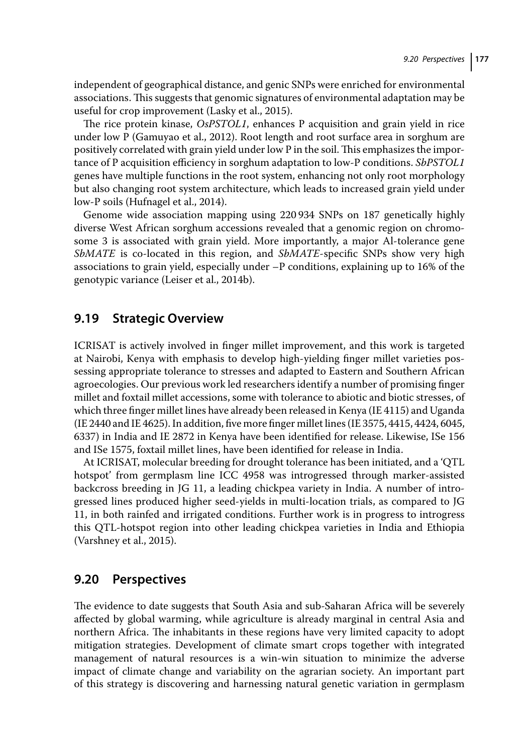independent of geographical distance, and genic SNPs were enriched for environmental associations. This suggests that genomic signatures of environmental adaptation may be useful for crop improvement (Lasky et al., 2015).

The rice protein kinase, *OsPSTOL1*, enhances P acquisition and grain yield in rice under low P (Gamuyao et al., 2012). Root length and root surface area in sorghum are positively correlated with grain yield under low P in the soil. This emphasizes the importance of P acquisition efficiency in sorghum adaptation to low-P conditions. *SbPSTOL1* genes have multiple functions in the root system, enhancing not only root morphology but also changing root system architecture, which leads to increased grain yield under low-P soils (Hufnagel et al., 2014).

Genome wide association mapping using 220 934 SNPs on 187 genetically highly diverse West African sorghum accessions revealed that a genomic region on chromosome 3 is associated with grain yield. More importantly, a major Al-tolerance gene *SbMATE* is co-located in this region, and *SbMATE*-specific SNPs show very high associations to grain yield, especially under –P conditions, explaining up to 16% of the genotypic variance (Leiser et al., 2014b).

## 9.19 Strategic Overview

ICRISAT is actively involved in finger millet improvement, and this work is targeted at Nairobi, Kenya with emphasis to develop high-yielding finger millet varieties possessing appropriate tolerance to stresses and adapted to Eastern and Southern African agroecologies. Our previous work led researchers identify a number of promising finger millet and foxtail millet accessions, some with tolerance to abiotic and biotic stresses, of which three finger millet lines have already been released in Kenya (IE 4115) and Uganda (IE 2440 and IE 4625). In addition, five more finger millet lines (IE 3575, 4415, 4424, 6045, 6337) in India and IE 2872 in Kenya have been identified for release. Likewise, ISe 156 and ISe 1575, foxtail millet lines, have been identified for release in India.

At ICRISAT, molecular breeding for drought tolerance has been initiated, and a 'QTL hotspot' from germplasm line ICC 4958 was introgressed through marker-assisted backcross breeding in JG 11, a leading chickpea variety in India. A number of introgressed lines produced higher seed-yields in multi-location trials, as compared to JG 11, in both rainfed and irrigated conditions. Further work is in progress to introgress this QTL-hotspot region into other leading chickpea varieties in India and Ethiopia (Varshney et al., 2015).

## 9.20 Perspectives

The evidence to date suggests that South Asia and sub-Saharan Africa will be severely affected by global warming, while agriculture is already marginal in central Asia and northern Africa. The inhabitants in these regions have very limited capacity to adopt mitigation strategies. Development of climate smart crops together with integrated management of natural resources is a win-win situation to minimize the adverse impact of climate change and variability on the agrarian society. An important part of this strategy is discovering and harnessing natural genetic variation in germplasm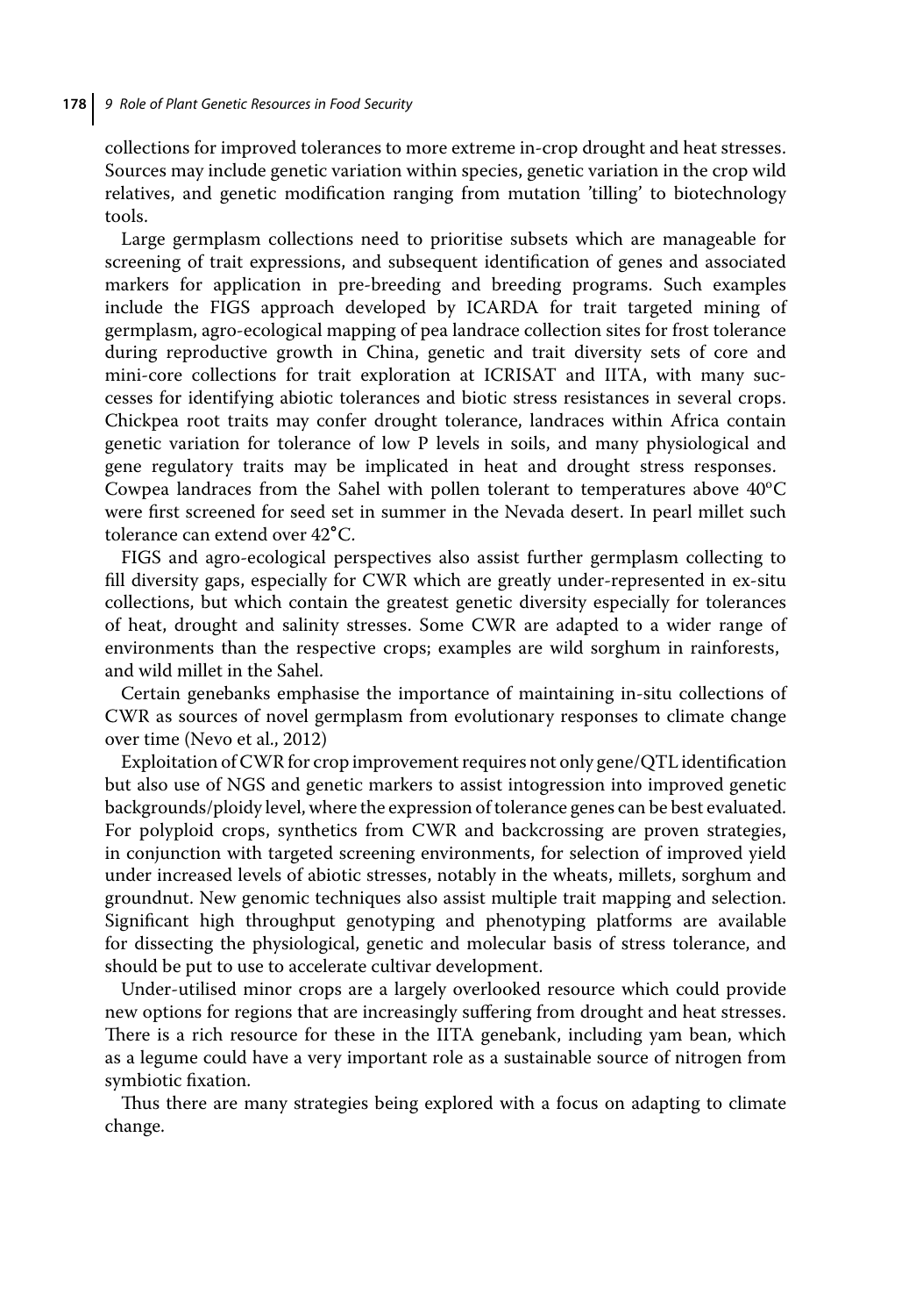collections for improved tolerances to more extreme in-crop drought and heat stresses. Sources may include genetic variation within species, genetic variation in the crop wild relatives, and genetic modification ranging from mutation 'tilling' to biotechnology tools.

Large germplasm collections need to prioritise subsets which are manageable for screening of trait expressions, and subsequent identification of genes and associated markers for application in pre-breeding and breeding programs. Such examples include the FIGS approach developed by ICARDA for trait targeted mining of germplasm, agro-ecological mapping of pea landrace collection sites for frost tolerance during reproductive growth in China, genetic and trait diversity sets of core and mini-core collections for trait exploration at ICRISAT and IITA, with many successes for identifying abiotic tolerances and biotic stress resistances in several crops. Chickpea root traits may confer drought tolerance, landraces within Africa contain genetic variation for tolerance of low P levels in soils, and many physiological and gene regulatory traits may be implicated in heat and drought stress responses. Cowpea landraces from the Sahel with pollen tolerant to temperatures above 40ºC were first screened for seed set in summer in the Nevada desert. In pearl millet such tolerance can extend over 42°C.

FIGS and agro-ecological perspectives also assist further germplasm collecting to fill diversity gaps, especially for CWR which are greatly under-represented in ex-situ collections, but which contain the greatest genetic diversity especially for tolerances of heat, drought and salinity stresses. Some CWR are adapted to a wider range of environments than the respective crops; examples are wild sorghum in rainforests, and wild millet in the Sahel.

Certain genebanks emphasise the importance of maintaining in-situ collections of CWR as sources of novel germplasm from evolutionary responses to climate change over time (Nevo et al., 2012)

Exploitation of CWR for crop improvement requires not only gene/QTL identification but also use of NGS and genetic markers to assist intogression into improved genetic backgrounds/ploidy level, where the expression of tolerance genes can be best evaluated. For polyploid crops, synthetics from CWR and backcrossing are proven strategies, in conjunction with targeted screening environments, for selection of improved yield under increased levels of abiotic stresses, notably in the wheats, millets, sorghum and groundnut. New genomic techniques also assist multiple trait mapping and selection. Significant high throughput genotyping and phenotyping platforms are available for dissecting the physiological, genetic and molecular basis of stress tolerance, and should be put to use to accelerate cultivar development.

Under-utilised minor crops are a largely overlooked resource which could provide new options for regions that are increasingly suffering from drought and heat stresses. There is a rich resource for these in the IITA genebank, including yam bean, which as a legume could have a very important role as a sustainable source of nitrogen from symbiotic fixation.

Thus there are many strategies being explored with a focus on adapting to climate change.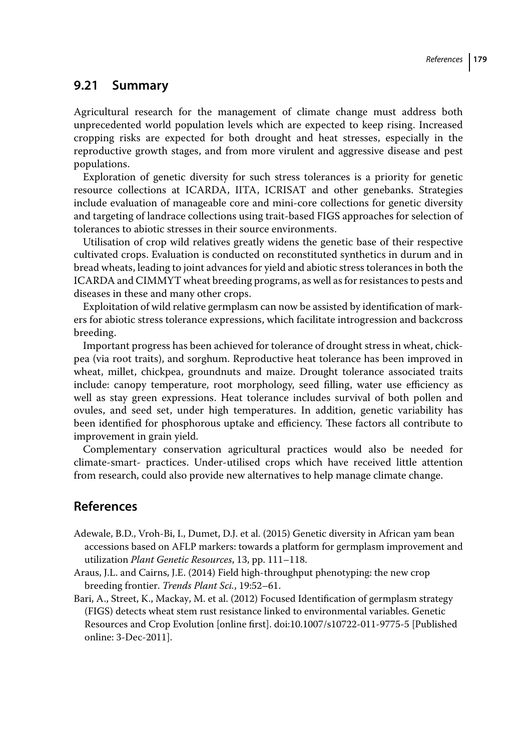## 9.21 Summary

Agricultural research for the management of climate change must address both unprecedented world population levels which are expected to keep rising. Increased cropping risks are expected for both drought and heat stresses, especially in the reproductive growth stages, and from more virulent and aggressive disease and pest populations.

Exploration of genetic diversity for such stress tolerances is a priority for genetic resource collections at ICARDA, IITA, ICRISAT and other genebanks. Strategies include evaluation of manageable core and mini-core collections for genetic diversity and targeting of landrace collections using trait-based FIGS approaches for selection of tolerances to abiotic stresses in their source environments.

Utilisation of crop wild relatives greatly widens the genetic base of their respective cultivated crops. Evaluation is conducted on reconstituted synthetics in durum and in bread wheats, leading to joint advances for yield and abiotic stress tolerances in both the ICARDA and CIMMYT wheat breeding programs, as well as for resistances to pests and diseases in these and many other crops.

Exploitation of wild relative germplasm can now be assisted by identification of markers for abiotic stress tolerance expressions, which facilitate introgression and backcross breeding.

Important progress has been achieved for tolerance of drought stress in wheat, chickpea (via root traits), and sorghum. Reproductive heat tolerance has been improved in wheat, millet, chickpea, groundnuts and maize. Drought tolerance associated traits include: canopy temperature, root morphology, seed filling, water use efficiency as well as stay green expressions. Heat tolerance includes survival of both pollen and ovules, and seed set, under high temperatures. In addition, genetic variability has been identified for phosphorous uptake and efficiency. These factors all contribute to improvement in grain yield.

Complementary conservation agricultural practices would also be needed for climate-smart- practices. Under-utilised crops which have received little attention from research, could also provide new alternatives to help manage climate change.

## References

Adewale, B.D., Vroh-Bi, I., Dumet, D.J. et al. (2015) Genetic diversity in African yam bean accessions based on AFLP markers: towards a platform for germplasm improvement and utilization *Plant Genetic Resources*, 13, pp. 111–118.

Araus, J.L. and Cairns, J.E. (2014) Field high-throughput phenotyping: the new crop breeding frontier. *Trends Plant Sci.*, 19:52–61.

Bari, A., Street, K., Mackay, M. et al. (2012) Focused Identification of germplasm strategy (FIGS) detects wheat stem rust resistance linked to environmental variables. Genetic Resources and Crop Evolution [online first]. doi:10.1007/s10722-011-9775-5 [Published online: 3-Dec-2011].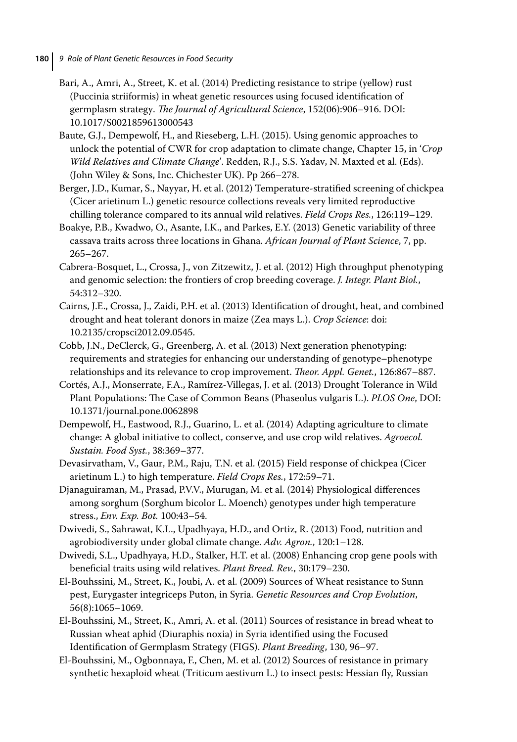Bari, A., Amri, A., Street, K. et al. (2014) Predicting resistance to stripe (yellow) rust (Puccinia striiformis) in wheat genetic resources using focused identification of germplasm strategy. *The Journal of Agricultural Science*, 152(06):906–916. DOI: 10.1017/S0021859613000543

Baute, G.J., Dempewolf, H., and Rieseberg, L.H. (2015). Using genomic approaches to unlock the potential of CWR for crop adaptation to climate change, Chapter 15, in '*Crop Wild Relatives and Climate Change*'. Redden, R.J., S.S. Yadav, N. Maxted et al. (Eds). (John Wiley & Sons, Inc. Chichester UK). Pp 266–278.

Berger, J.D., Kumar, S., Nayyar, H. et al. (2012) Temperature-stratified screening of chickpea (Cicer arietinum L.) genetic resource collections reveals very limited reproductive chilling tolerance compared to its annual wild relatives. *Field Crops Res.*, 126:119–129.

Boakye, P.B., Kwadwo, O., Asante, I.K., and Parkes, E.Y. (2013) Genetic variability of three cassava traits across three locations in Ghana. *African Journal of Plant Science*, 7, pp. 265–267.

Cabrera-Bosquet, L., Crossa, J., von Zitzewitz, J. et al. (2012) High throughput phenotyping and genomic selection: the frontiers of crop breeding coverage. *J. Integr. Plant Biol.*, 54:312–320.

Cairns, J.E., Crossa, J., Zaidi, P.H. et al. (2013) Identification of drought, heat, and combined drought and heat tolerant donors in maize (Zea mays L.). *Crop Science*: doi: 10.2135/cropsci2012.09.0545.

Cobb, J.N., DeClerck, G., Greenberg, A. et al. (2013) Next generation phenotyping: requirements and strategies for enhancing our understanding of genotype–phenotype relationships and its relevance to crop improvement. *Theor. Appl. Genet.*, 126:867–887.

Cortés, A.J., Monserrate, F.A., Ramírez-Villegas, J. et al. (2013) Drought Tolerance in Wild Plant Populations: The Case of Common Beans (Phaseolus vulgaris L.). *PLOS One*, DOI: 10.1371/journal.pone.0062898

Dempewolf, H., Eastwood, R.J., Guarino, L. et al. (2014) Adapting agriculture to climate change: A global initiative to collect, conserve, and use crop wild relatives. *Agroecol. Sustain. Food Syst.*, 38:369–377.

Devasirvatham, V., Gaur, P.M., Raju, T.N. et al. (2015) Field response of chickpea (Cicer arietinum L.) to high temperature. *Field Crops Res.*, 172:59–71.

Djanaguiraman, M., Prasad, P.V.V., Murugan, M. et al. (2014) Physiological differences among sorghum (Sorghum bicolor L. Moench) genotypes under high temperature stress., *Env. Exp. Bot.* 100:43–54.

Dwivedi, S., Sahrawat, K.L., Upadhyaya, H.D., and Ortiz, R. (2013) Food, nutrition and agrobiodiversity under global climate change. *Adv. Agron.*, 120:1–128.

Dwivedi, S.L., Upadhyaya, H.D., Stalker, H.T. et al. (2008) Enhancing crop gene pools with beneficial traits using wild relatives. *Plant Breed. Rev.*, 30:179–230.

El-Bouhssini, M., Street, K., Joubi, A. et al. (2009) Sources of Wheat resistance to Sunn pest, Eurygaster integriceps Puton, in Syria. *Genetic Resources and Crop Evolution*, 56(8):1065–1069.

El-Bouhssini, M., Street, K., Amri, A. et al. (2011) Sources of resistance in bread wheat to Russian wheat aphid (Diuraphis noxia) in Syria identified using the Focused Identification of Germplasm Strategy (FIGS). *Plant Breeding*, 130, 96–97.

El-Bouhssini, M., Ogbonnaya, F., Chen, M. et al. (2012) Sources of resistance in primary synthetic hexaploid wheat (Triticum aestivum L.) to insect pests: Hessian fly, Russian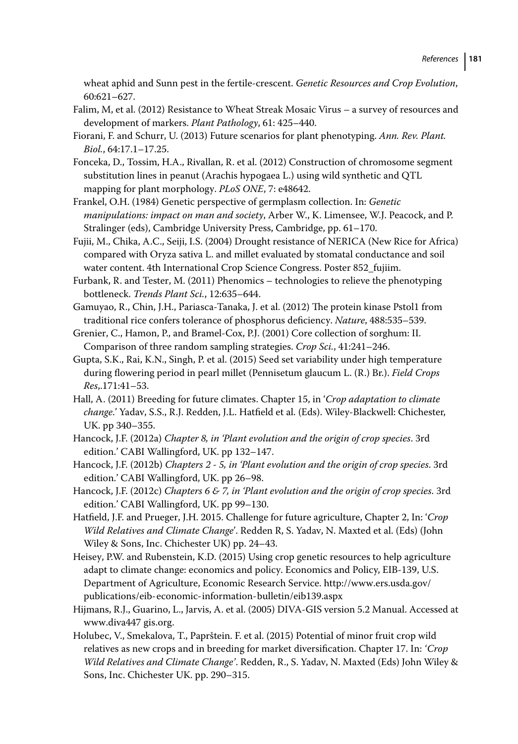wheat aphid and Sunn pest in the fertile-crescent. *Genetic Resources and Crop Evolution*, 60:621–627.

Falim, M, et al. (2012) Resistance to Wheat Streak Mosaic Virus – a survey of resources and development of markers. *Plant Pathology*, 61: 425–440.

Fiorani, F. and Schurr, U. (2013) Future scenarios for plant phenotyping. *Ann. Rev. Plant. Biol.*, 64:17.1–17.25.

Fonceka, D., Tossim, H.A., Rivallan, R. et al. (2012) Construction of chromosome segment substitution lines in peanut (Arachis hypogaea L.) using wild synthetic and QTL mapping for plant morphology. *PLoS ONE*, 7: e48642.

Frankel, O.H. (1984) Genetic perspective of germplasm collection. In: *Genetic manipulations: impact on man and society*, Arber W., K. Limensee, W.J. Peacock, and P. Stralinger (eds), Cambridge University Press, Cambridge, pp. 61–170.

Fujii, M., Chika, A.C., Seiji, I.S. (2004) Drought resistance of NERICA (New Rice for Africa) compared with Oryza sativa L. and millet evaluated by stomatal conductance and soil water content. 4th International Crop Science Congress. Poster 852_fujiim.

Furbank, R. and Tester, M. (2011) Phenomics – technologies to relieve the phenotyping bottleneck. *Trends Plant Sci.*, 12:635–644.

Gamuyao, R., Chin, J.H., Pariasca-Tanaka, J. et al. (2012) The protein kinase Pstol1 from traditional rice confers tolerance of phosphorus deficiency. *Nature*, 488:535–539.

Grenier, C., Hamon, P., and Bramel-Cox, P.J. (2001) Core collection of sorghum: II. Comparison of three random sampling strategies. *Crop Sci.*, 41:241–246.

Gupta, S.K., Rai, K.N., Singh, P. et al. (2015) Seed set variability under high temperature during flowering period in pearl millet (Pennisetum glaucum L. (R.) Br.). *Field Crops Res*,.171:41–53.

Hall, A. (2011) Breeding for future climates. Chapter 15, in '*Crop adaptation to climate change*.' Yadav, S.S., R.J. Redden, J.L. Hatfield et al. (Eds). Wiley-Blackwell: Chichester, UK. pp 340–355.

Hancock, J.F. (2012a) *Chapter 8, in 'Plant evolution and the origin of crop species*. 3rd edition.' CABI Wallingford, UK. pp 132–147.

Hancock, J.F. (2012b) *Chapters 2 - 5, in 'Plant evolution and the origin of crop species*. 3rd edition.' CABI Wallingford, UK. pp 26–98.

Hancock, J.F. (2012c) *Chapters 6 & 7, in 'Plant evolution and the origin of crop species*. 3rd edition.' CABI Wallingford, UK. pp 99–130.

Hatfield, J.F. and Prueger, J.H. 2015. Challenge for future agriculture, Chapter 2, In: '*Crop Wild Relatives and Climate Change*'. Redden R, S. Yadav, N. Maxted et al. (Eds) (John Wiley & Sons, Inc. Chichester UK) pp. 24–43.

Heisey, P.W. and Rubenstein, K.D. (2015) Using crop genetic resources to help agriculture adapt to climate change: economics and policy. Economics and Policy, EIB-139, U.S. Department of Agriculture, Economic Research Service. http://www.ers.usda.gov/publications/eib-economic-information-bulletin/eib139.aspx

Hijmans, R.J., Guarino, L., Jarvis, A. et al. (2005) DIVA-GIS version 5.2 Manual. Accessed at www.diva447 gis.org.

Holubec, V., Smekalova, T., Paprštein. F. et al. (2015) Potential of minor fruit crop wild relatives as new crops and in breeding for market diversification. Chapter 17. In: *'Crop Wild Relatives and Climate Change'*. Redden, R., S. Yadav, N. Maxted (Eds) John Wiley & Sons, Inc. Chichester UK. pp. 290–315.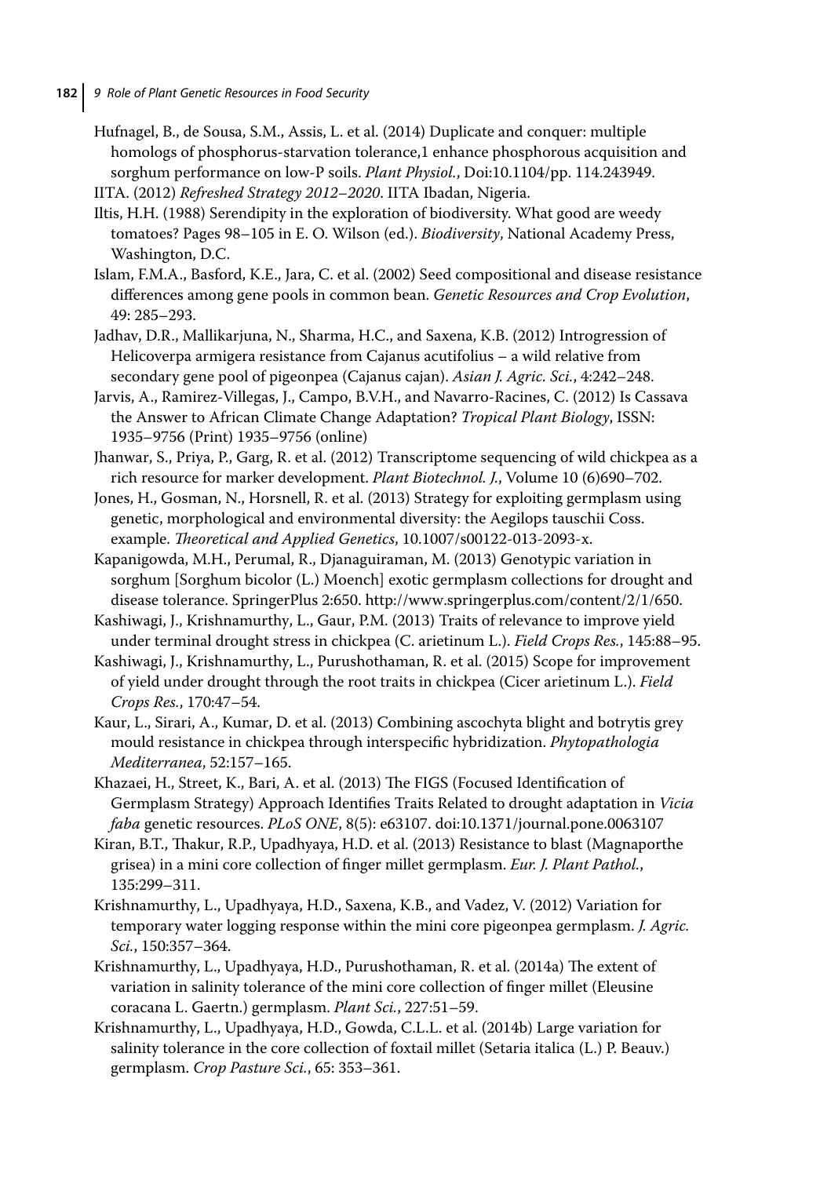Hufnagel, B., de Sousa, S.M., Assis, L. et al. (2014) Duplicate and conquer: multiple homologs of phosphorus-starvation tolerance,1 enhance phosphorous acquisition and sorghum performance on low-P soils. *Plant Physiol.*, Doi:10.1104/pp. 114.243949.

IITA. (2012) *Refreshed Strategy 2012–2020*. IITA Ibadan, Nigeria.

Iltis, H.H. (1988) Serendipity in the exploration of biodiversity. What good are weedy tomatoes? Pages 98–105 in E. O. Wilson (ed.). *Biodiversity*, National Academy Press, Washington, D.C.

Islam, F.M.A., Basford, K.E., Jara, C. et al. (2002) Seed compositional and disease resistance differences among gene pools in common bean. *Genetic Resources and Crop Evolution*, 49: 285–293.

Jadhav, D.R., Mallikarjuna, N., Sharma, H.C., and Saxena, K.B. (2012) Introgression of Helicoverpa armigera resistance from Cajanus acutifolius – a wild relative from secondary gene pool of pigeonpea (Cajanus cajan). *Asian J. Agric. Sci.*, 4:242–248.

Jarvis, A., Ramirez-Villegas, J., Campo, B.V.H., and Navarro-Racines, C. (2012) Is Cassava the Answer to African Climate Change Adaptation? *Tropical Plant Biology*, ISSN: 1935–9756 (Print) 1935–9756 (online)

Jhanwar, S., Priya, P., Garg, R. et al. (2012) Transcriptome sequencing of wild chickpea as a rich resource for marker development. *Plant Biotechnol. J.*, Volume 10 (6)690–702.

Jones, H., Gosman, N., Horsnell, R. et al. (2013) Strategy for exploiting germplasm using genetic, morphological and environmental diversity: the Aegilops tauschii Coss. example. *Theoretical and Applied Genetics*, 10.1007/s00122-013-2093-x.

Kapanigowda, M.H., Perumal, R., Djanaguiraman, M. (2013) Genotypic variation in sorghum [Sorghum bicolor (L.) Moench] exotic germplasm collections for drought and disease tolerance. SpringerPlus 2:650. http://www.springerplus.com/content/2/1/650.

Kashiwagi, J., Krishnamurthy, L., Gaur, P.M. (2013) Traits of relevance to improve yield under terminal drought stress in chickpea (C. arietinum L.). *Field Crops Res.*, 145:88–95.

Kashiwagi, J., Krishnamurthy, L., Purushothaman, R. et al. (2015) Scope for improvement of yield under drought through the root traits in chickpea (Cicer arietinum L.). *Field Crops Res.*, 170:47–54.

Kaur, L., Sirari, A., Kumar, D. et al. (2013) Combining ascochyta blight and botrytis grey mould resistance in chickpea through interspecific hybridization. *Phytopathologia Mediterranea*, 52:157–165.

Khazaei, H., Street, K., Bari, A. et al. (2013) The FIGS (Focused Identification of Germplasm Strategy) Approach Identifies Traits Related to drought adaptation in *Vicia faba* genetic resources. *PLoS ONE*, 8(5): e63107. doi:10.1371/journal.pone.0063107

Kiran, B.T., Thakur, R.P., Upadhyaya, H.D. et al. (2013) Resistance to blast (Magnaporthe grisea) in a mini core collection of finger millet germplasm. *Eur. J. Plant Pathol.*, 135:299–311.

Krishnamurthy, L., Upadhyaya, H.D., Saxena, K.B., and Vadez, V. (2012) Variation for temporary water logging response within the mini core pigeonpea germplasm. *J. Agric. Sci.*, 150:357–364.

Krishnamurthy, L., Upadhyaya, H.D., Purushothaman, R. et al. (2014a) The extent of variation in salinity tolerance of the mini core collection of finger millet (Eleusine coracana L. Gaertn.) germplasm. *Plant Sci.*, 227:51–59.

Krishnamurthy, L., Upadhyaya, H.D., Gowda, C.L.L. et al. (2014b) Large variation for salinity tolerance in the core collection of foxtail millet (Setaria italica (L.) P. Beauv.) germplasm. *Crop Pasture Sci.*, 65: 353–361.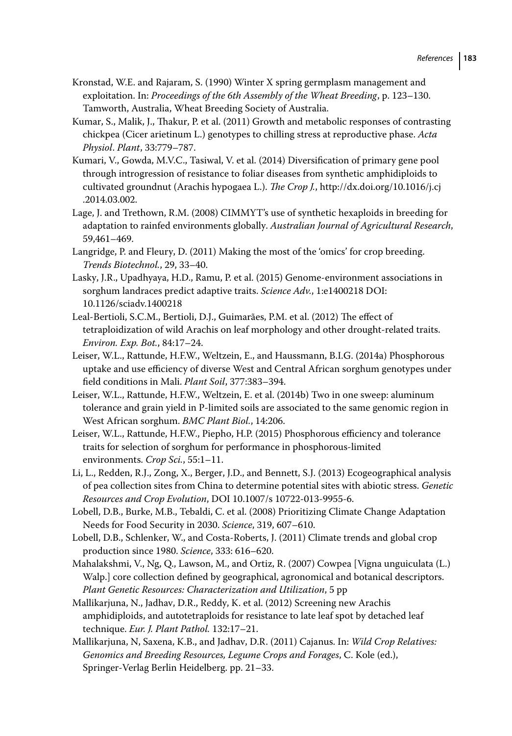Kronstad, W.E. and Rajaram, S. (1990) Winter X spring germplasm management and exploitation. In: *Proceedings of the 6th Assembly of the Wheat Breeding*, p. 123–130. Tamworth, Australia, Wheat Breeding Society of Australia.

Kumar, S., Malik, J., Thakur, P. et al. (2011) Growth and metabolic responses of contrasting chickpea (Cicer arietinum L.) genotypes to chilling stress at reproductive phase. *Acta Physiol. Plant*, 33:779–787.

Kumari, V., Gowda, M.V.C., Tasiwal, V. et al. (2014) Diversification of primary gene pool through introgression of resistance to foliar diseases from synthetic amphidiploids to cultivated groundnut (Arachis hypogaea L.). *The Crop J.*, http://dx.doi.org/10.1016/j.cj.2014.03.002.

Lage, J. and Trethown, R.M. (2008) CIMMYT's use of synthetic hexaploids in breeding for adaptation to rainfed environments globally. *Australian Journal of Agricultural Research*, 59,461–469.

Langridge, P. and Fleury, D. (2011) Making the most of the 'omics' for crop breeding. *Trends Biotechnol.*, 29, 33–40.

Lasky, J.R., Upadhyaya, H.D., Ramu, P. et al. (2015) Genome-environment associations in sorghum landraces predict adaptive traits. *Science Adv.*, 1:e1400218 DOI: 10.1126/sciadv.1400218

Leal-Bertioli, S.C.M., Bertioli, D.J., Guimarães, P.M. et al. (2012) The effect of tetraploidization of wild Arachis on leaf morphology and other drought-related traits. *Environ. Exp. Bot.*, 84:17–24.

Leiser, W.L., Rattunde, H.F.W., Weltzein, E., and Haussmann, B.I.G. (2014a) Phosphorous uptake and use efficiency of diverse West and Central African sorghum genotypes under field conditions in Mali. *Plant Soil*, 377:383–394.

Leiser, W.L., Rattunde, H.F.W., Weltzein, E. et al. (2014b) Two in one sweep: aluminum tolerance and grain yield in P-limited soils are associated to the same genomic region in West African sorghum. *BMC Plant Biol.*, 14:206.

Leiser, W.L., Rattunde, H.F.W., Piepho, H.P. (2015) Phosphorous efficiency and tolerance traits for selection of sorghum for performance in phosphorous-limited environments. *Crop Sci.*, 55:1–11.

Li, L., Redden, R.J., Zong, X., Berger, J.D., and Bennett, S.J. (2013) Ecogeographical analysis of pea collection sites from China to determine potential sites with abiotic stress. *Genetic Resources and Crop Evolution*, DOI 10.1007/s 10722-013-9955-6.

Lobell, D.B., Burke, M.B., Tebaldi, C. et al. (2008) Prioritizing Climate Change Adaptation Needs for Food Security in 2030. *Science*, 319, 607–610.

Lobell, D.B., Schlenker, W., and Costa-Roberts, J. (2011) Climate trends and global crop production since 1980. *Science*, 333: 616–620.

Mahalakshmi, V., Ng, Q., Lawson, M., and Ortiz, R. (2007) Cowpea [Vigna unguiculata (L.) Walp.] core collection defined by geographical, agronomical and botanical descriptors. *Plant Genetic Resources: Characterization and Utilization*, 5 pp

Mallikarjuna, N., Jadhav, D.R., Reddy, K. et al. (2012) Screening new Arachis amphidiploids, and autotetraploids for resistance to late leaf spot by detached leaf technique. *Eur. J. Plant Pathol.* 132:17–21.

Mallikarjuna, N, Saxena, K.B., and Jadhav, D.R. (2011) Cajanus. In: *Wild Crop Relatives: Genomics and Breeding Resources, Legume Crops and Forages*, C. Kole (ed.), Springer-Verlag Berlin Heidelberg. pp. 21–33.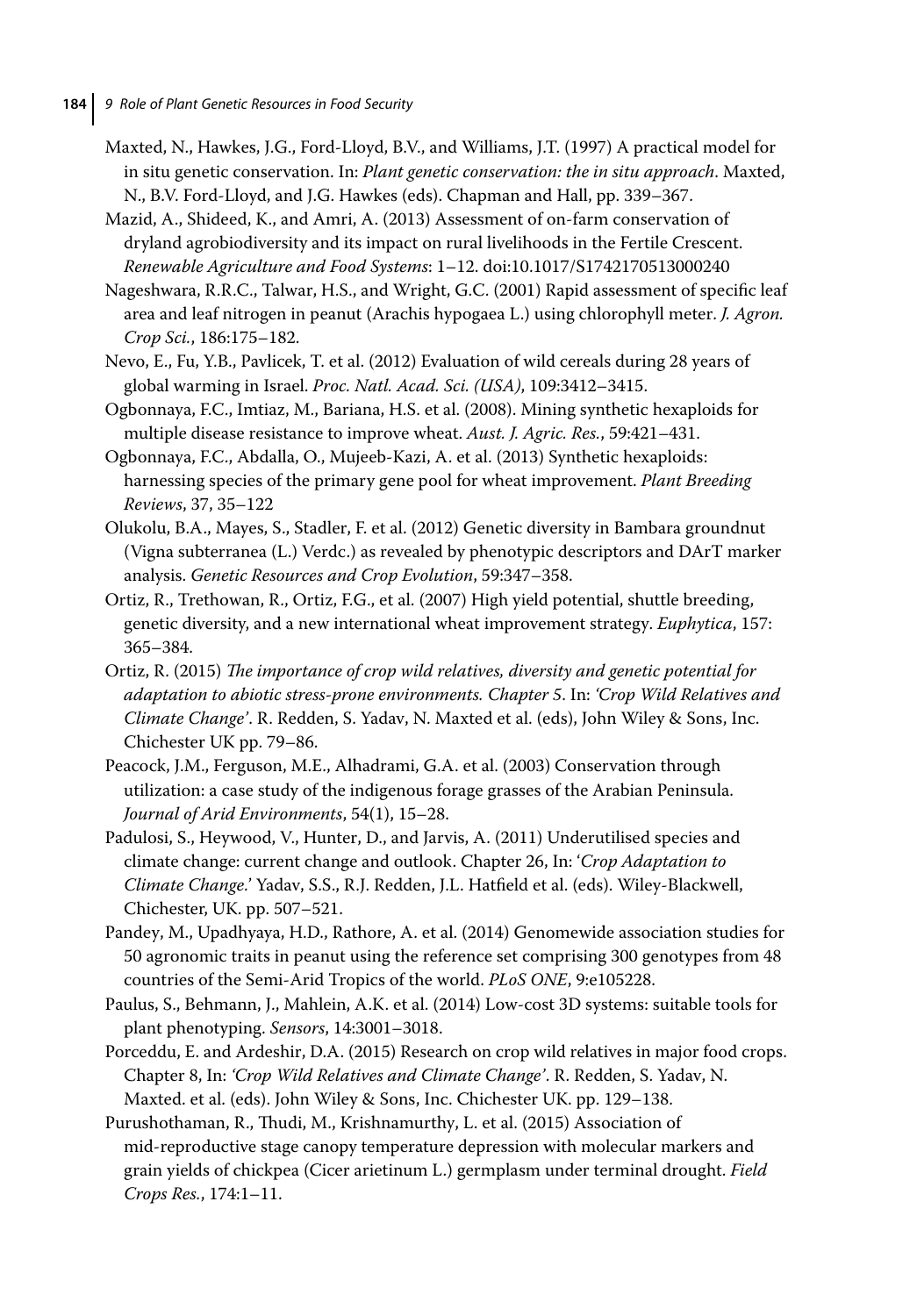Maxted, N., Hawkes, J.G., Ford-Lloyd, B.V., and Williams, J.T. (1997) A practical model for in situ genetic conservation. In: *Plant genetic conservation: the in situ approach*. Maxted, N., B.V. Ford-Lloyd, and J.G. Hawkes (eds). Chapman and Hall, pp. 339–367.

Mazid, A., Shideed, K., and Amri, A. (2013) Assessment of on-farm conservation of dryland agrobiodiversity and its impact on rural livelihoods in the Fertile Crescent. *Renewable Agriculture and Food Systems*: 1–12. doi:10.1017/S1742170513000240

Nageshwara, R.R.C., Talwar, H.S., and Wright, G.C. (2001) Rapid assessment of specific leaf area and leaf nitrogen in peanut (Arachis hypogaea L.) using chlorophyll meter. *J. Agron. Crop Sci.*, 186:175–182.

Nevo, E., Fu, Y.B., Pavlicek, T. et al. (2012) Evaluation of wild cereals during 28 years of global warming in Israel. *Proc. Natl. Acad. Sci. (USA)*, 109:3412–3415.

Ogbonnaya, F.C., Imtiaz, M., Bariana, H.S. et al. (2008). Mining synthetic hexaploids for multiple disease resistance to improve wheat. *Aust. J. Agric. Res.*, 59:421–431.

Ogbonnaya, F.C., Abdalla, O., Mujeeb-Kazi, A. et al. (2013) Synthetic hexaploids: harnessing species of the primary gene pool for wheat improvement. *Plant Breeding Reviews*, 37, 35–122

Olukolu, B.A., Mayes, S., Stadler, F. et al. (2012) Genetic diversity in Bambara groundnut (Vigna subterranea (L.) Verdc.) as revealed by phenotypic descriptors and DArT marker analysis. *Genetic Resources and Crop Evolution*, 59:347–358.

Ortiz, R., Trethowan, R., Ortiz, F.G., et al. (2007) High yield potential, shuttle breeding, genetic diversity, and a new international wheat improvement strategy. *Euphytica*, 157: 365–384.

Ortiz, R. (2015) *The importance of crop wild relatives, diversity and genetic potential for adaptation to abiotic stress-prone environments. Chapter 5*. In: *'Crop Wild Relatives and Climate Change'*. R. Redden, S. Yadav, N. Maxted et al. (eds), John Wiley & Sons, Inc. Chichester UK pp. 79–86.

Peacock, J.M., Ferguson, M.E., Alhadrami, G.A. et al. (2003) Conservation through utilization: a case study of the indigenous forage grasses of the Arabian Peninsula. *Journal of Arid Environments*, 54(1), 15–28.

Padulosi, S., Heywood, V., Hunter, D., and Jarvis, A. (2011) Underutilised species and climate change: current change and outlook. Chapter 26, In: '*Crop Adaptation to Climate Change*.' Yadav, S.S., R.J. Redden, J.L. Hatfield et al. (eds). Wiley-Blackwell, Chichester, UK. pp. 507–521.

Pandey, M., Upadhyaya, H.D., Rathore, A. et al. (2014) Genomewide association studies for 50 agronomic traits in peanut using the reference set comprising 300 genotypes from 48 countries of the Semi-Arid Tropics of the world. *PLoS ONE*, 9:e105228.

Paulus, S., Behmann, J., Mahlein, A.K. et al. (2014) Low-cost 3D systems: suitable tools for plant phenotyping. *Sensors*, 14:3001–3018.

Porceddu, E. and Ardeshir, D.A. (2015) Research on crop wild relatives in major food crops. Chapter 8, In: *'Crop Wild Relatives and Climate Change'*. R. Redden, S. Yadav, N. Maxted. et al. (eds). John Wiley & Sons, Inc. Chichester UK. pp. 129–138.

Purushothaman, R., Thudi, M., Krishnamurthy, L. et al. (2015) Association of mid-reproductive stage canopy temperature depression with molecular markers and grain yields of chickpea (Cicer arietinum L.) germplasm under terminal drought. *Field Crops Res.*, 174:1–11.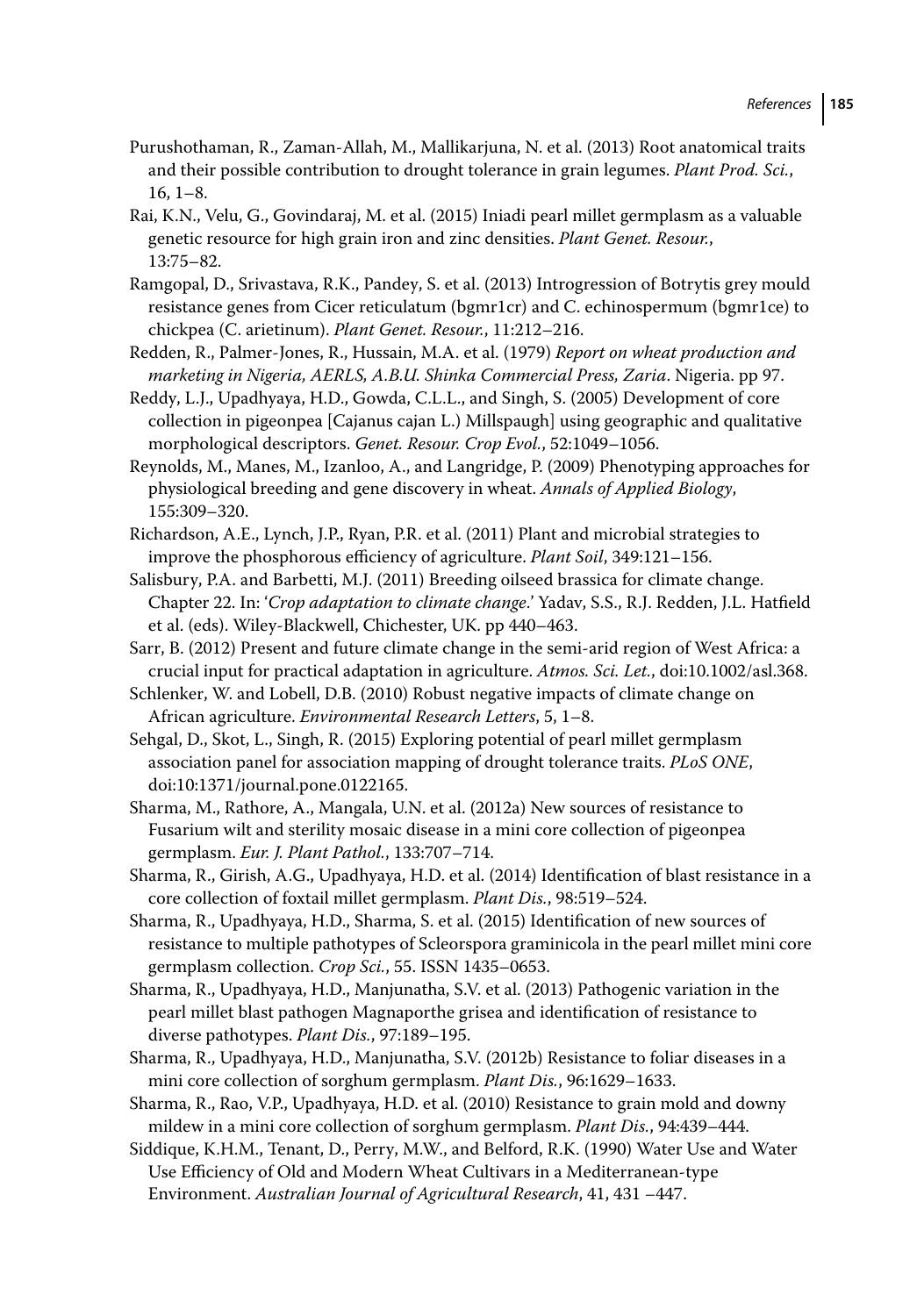Purushothaman, R., Zaman-Allah, M., Mallikarjuna, N. et al. (2013) Root anatomical traits and their possible contribution to drought tolerance in grain legumes. *Plant Prod. Sci.*, 16, 1–8.

Rai, K.N., Velu, G., Govindaraj, M. et al. (2015) Iniadi pearl millet germplasm as a valuable genetic resource for high grain iron and zinc densities. *Plant Genet. Resour.*, 13:75–82.

Ramgopal, D., Srivastava, R.K., Pandey, S. et al. (2013) Introgression of Botrytis grey mould resistance genes from Cicer reticulatum (bgmr1cr) and C. echinospermum (bgmr1ce) to chickpea (C. arietinum). *Plant Genet. Resour.*, 11:212–216.

Redden, R., Palmer-Jones, R., Hussain, M.A. et al. (1979) *Report on wheat production and marketing in Nigeria, AERLS, A.B.U. Shinka Commercial Press, Zaria*. Nigeria. pp 97.

Reddy, L.J., Upadhyaya, H.D., Gowda, C.L.L., and Singh, S. (2005) Development of core collection in pigeonpea [Cajanus cajan L.) Millspaugh] using geographic and qualitative morphological descriptors. *Genet. Resour. Crop Evol.*, 52:1049–1056.

Reynolds, M., Manes, M., Izanloo, A., and Langridge, P. (2009) Phenotyping approaches for physiological breeding and gene discovery in wheat. *Annals of Applied Biology*, 155:309–320.

Richardson, A.E., Lynch, J.P., Ryan, P.R. et al. (2011) Plant and microbial strategies to improve the phosphorous efficiency of agriculture. *Plant Soil*, 349:121–156.

Salisbury, P.A. and Barbetti, M.J. (2011) Breeding oilseed brassica for climate change. Chapter 22. In: '*Crop adaptation to climate change*.' Yadav, S.S., R.J. Redden, J.L. Hatfield et al. (eds). Wiley-Blackwell, Chichester, UK. pp 440–463.

Sarr, B. (2012) Present and future climate change in the semi-arid region of West Africa: a crucial input for practical adaptation in agriculture. *Atmos. Sci. Let.*, doi:10.1002/asl.368.

Schlenker, W. and Lobell, D.B. (2010) Robust negative impacts of climate change on African agriculture. *Environmental Research Letters*, 5, 1–8.

Sehgal, D., Skot, L., Singh, R. (2015) Exploring potential of pearl millet germplasm association panel for association mapping of drought tolerance traits. *PLoS ONE*, doi:10:1371/journal.pone.0122165.

Sharma, M., Rathore, A., Mangala, U.N. et al. (2012a) New sources of resistance to Fusarium wilt and sterility mosaic disease in a mini core collection of pigeonpea germplasm. *Eur. J. Plant Pathol.*, 133:707–714.

Sharma, R., Girish, A.G., Upadhyaya, H.D. et al. (2014) Identification of blast resistance in a core collection of foxtail millet germplasm. *Plant Dis.*, 98:519–524.

Sharma, R., Upadhyaya, H.D., Sharma, S. et al. (2015) Identification of new sources of resistance to multiple pathotypes of Scleorspora graminicola in the pearl millet mini core germplasm collection. *Crop Sci.*, 55. ISSN 1435–0653.

Sharma, R., Upadhyaya, H.D., Manjunatha, S.V. et al. (2013) Pathogenic variation in the pearl millet blast pathogen Magnaporthe grisea and identification of resistance to diverse pathotypes. *Plant Dis.*, 97:189–195.

Sharma, R., Upadhyaya, H.D., Manjunatha, S.V. (2012b) Resistance to foliar diseases in a mini core collection of sorghum germplasm. *Plant Dis.*, 96:1629–1633.

Sharma, R., Rao, V.P., Upadhyaya, H.D. et al. (2010) Resistance to grain mold and downy mildew in a mini core collection of sorghum germplasm. *Plant Dis.*, 94:439–444.

Siddique, K.H.M., Tenant, D., Perry, M.W., and Belford, R.K. (1990) Water Use and Water Use Efficiency of Old and Modern Wheat Cultivars in a Mediterranean-type Environment. *Australian Journal of Agricultural Research*, 41, 431 –447.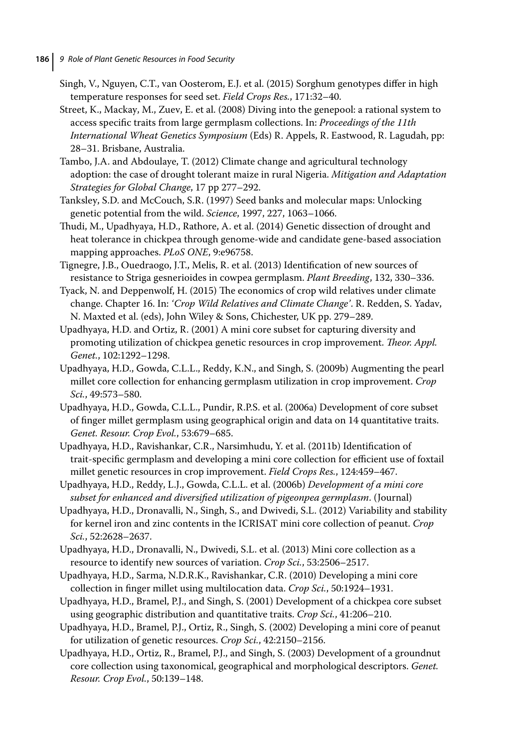Singh, V., Nguyen, C.T., van Oosterom, E.J. et al. (2015) Sorghum genotypes differ in high temperature responses for seed set. *Field Crops Res.*, 171:32–40.

Street, K., Mackay, M., Zuev, E. et al. (2008) Diving into the genepool: a rational system to access specific traits from large germplasm collections. In: *Proceedings of the 11th International Wheat Genetics Symposium* (Eds) R. Appels, R. Eastwood, R. Lagudah, pp: 28–31. Brisbane, Australia.

Tambo, J.A. and Abdoulaye, T. (2012) Climate change and agricultural technology adoption: the case of drought tolerant maize in rural Nigeria. *Mitigation and Adaptation Strategies for Global Change*, 17 pp 277–292.

Tanksley, S.D. and McCouch, S.R. (1997) Seed banks and molecular maps: Unlocking genetic potential from the wild. *Science*, 1997, 227, 1063–1066.

Thudi, M., Upadhyaya, H.D., Rathore, A. et al. (2014) Genetic dissection of drought and heat tolerance in chickpea through genome-wide and candidate gene-based association mapping approaches. *PLoS ONE*, 9:e96758.

Tignegre, J.B., Ouedraogo, J.T., Melis, R. et al. (2013) Identification of new sources of resistance to Striga gesnerioides in cowpea germplasm. *Plant Breeding*, 132, 330–336.

Tyack, N. and Deppenwolf, H. (2015) The economics of crop wild relatives under climate change. Chapter 16. In: *'Crop Wild Relatives and Climate Change'*. R. Redden, S. Yadav, N. Maxted et al. (eds), John Wiley & Sons, Chichester, UK pp. 279–289.

Upadhyaya, H.D. and Ortiz, R. (2001) A mini core subset for capturing diversity and promoting utilization of chickpea genetic resources in crop improvement. *Theor. Appl. Genet.*, 102:1292–1298.

Upadhyaya, H.D., Gowda, C.L.L., Reddy, K.N., and Singh, S. (2009b) Augmenting the pearl millet core collection for enhancing germplasm utilization in crop improvement. *Crop Sci.*, 49:573–580.

Upadhyaya, H.D., Gowda, C.L.L., Pundir, R.P.S. et al. (2006a) Development of core subset of finger millet germplasm using geographical origin and data on 14 quantitative traits. *Genet. Resour. Crop Evol.*, 53:679–685.

Upadhyaya, H.D., Ravishankar, C.R., Narsimhudu, Y. et al. (2011b) Identification of trait-specific germplasm and developing a mini core collection for efficient use of foxtail millet genetic resources in crop improvement. *Field Crops Res.*, 124:459–467.

Upadhyaya, H.D., Reddy, L.J., Gowda, C.L.L. et al. (2006b) *Development of a mini core subset for enhanced and diversified utilization of pigeonpea germplasm*. (Journal)

Upadhyaya, H.D., Dronavalli, N., Singh, S., and Dwivedi, S.L. (2012) Variability and stability for kernel iron and zinc contents in the ICRISAT mini core collection of peanut. *Crop Sci.*, 52:2628–2637.

Upadhyaya, H.D., Dronavalli, N., Dwivedi, S.L. et al. (2013) Mini core collection as a resource to identify new sources of variation. *Crop Sci.*, 53:2506–2517.

Upadhyaya, H.D., Sarma, N.D.R.K., Ravishankar, C.R. (2010) Developing a mini core collection in finger millet using multilocation data. *Crop Sci.*, 50:1924–1931.

Upadhyaya, H.D., Bramel, P.J., and Singh, S. (2001) Development of a chickpea core subset using geographic distribution and quantitative traits. *Crop Sci.*, 41:206–210.

Upadhyaya, H.D., Bramel, P.J., Ortiz, R., Singh, S. (2002) Developing a mini core of peanut for utilization of genetic resources. *Crop Sci.*, 42:2150–2156.

Upadhyaya, H.D., Ortiz, R., Bramel, P.J., and Singh, S. (2003) Development of a groundnut core collection using taxonomical, geographical and morphological descriptors. *Genet. Resour. Crop Evol.*, 50:139–148.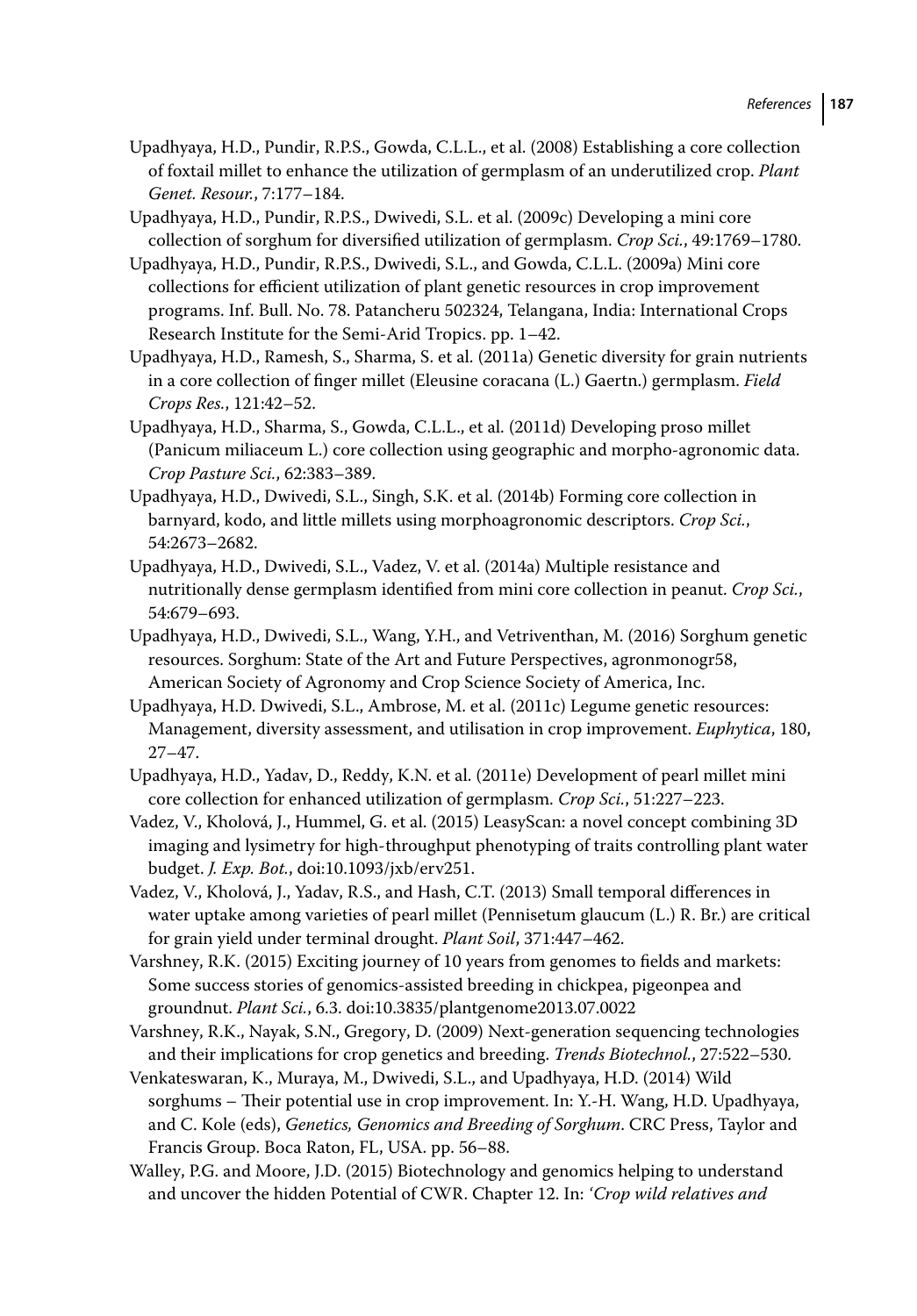Upadhyaya, H.D., Pundir, R.P.S., Gowda, C.L.L., et al. (2008) Establishing a core collection of foxtail millet to enhance the utilization of germplasm of an underutilized crop. *Plant Genet. Resour.*, 7:177–184.

Upadhyaya, H.D., Pundir, R.P.S., Dwivedi, S.L. et al. (2009c) Developing a mini core collection of sorghum for diversified utilization of germplasm. *Crop Sci.*, 49:1769–1780.

Upadhyaya, H.D., Pundir, R.P.S., Dwivedi, S.L., and Gowda, C.L.L. (2009a) Mini core collections for efficient utilization of plant genetic resources in crop improvement programs. Inf. Bull. No. 78. Patancheru 502324, Telangana, India: International Crops Research Institute for the Semi-Arid Tropics. pp. 1–42.

Upadhyaya, H.D., Ramesh, S., Sharma, S. et al. (2011a) Genetic diversity for grain nutrients in a core collection of finger millet (Eleusine coracana (L.) Gaertn.) germplasm. *Field Crops Res.*, 121:42–52.

Upadhyaya, H.D., Sharma, S., Gowda, C.L.L., et al. (2011d) Developing proso millet (Panicum miliaceum L.) core collection using geographic and morpho-agronomic data. *Crop Pasture Sci.*, 62:383–389.

Upadhyaya, H.D., Dwivedi, S.L., Singh, S.K. et al. (2014b) Forming core collection in barnyard, kodo, and little millets using morphoagronomic descriptors. *Crop Sci.*, 54:2673–2682.

Upadhyaya, H.D., Dwivedi, S.L., Vadez, V. et al. (2014a) Multiple resistance and nutritionally dense germplasm identified from mini core collection in peanut. *Crop Sci.*, 54:679–693.

Upadhyaya, H.D., Dwivedi, S.L., Wang, Y.H., and Vetriventhan, M. (2016) Sorghum genetic resources. Sorghum: State of the Art and Future Perspectives, agronmonogr58, American Society of Agronomy and Crop Science Society of America, Inc.

Upadhyaya, H.D. Dwivedi, S.L., Ambrose, M. et al. (2011c) Legume genetic resources: Management, diversity assessment, and utilisation in crop improvement. *Euphytica*, 180, 27–47.

Upadhyaya, H.D., Yadav, D., Reddy, K.N. et al. (2011e) Development of pearl millet mini core collection for enhanced utilization of germplasm. *Crop Sci.*, 51:227–223.

Vadez, V., Kholová, J., Hummel, G. et al. (2015) LeasyScan: a novel concept combining 3D imaging and lysimetry for high-throughput phenotyping of traits controlling plant water budget. *J. Exp. Bot.*, doi:10.1093/jxb/erv251.

Vadez, V., Kholová, J., Yadav, R.S., and Hash, C.T. (2013) Small temporal differences in water uptake among varieties of pearl millet (Pennisetum glaucum (L.) R. Br.) are critical for grain yield under terminal drought. *Plant Soil*, 371:447–462.

Varshney, R.K. (2015) Exciting journey of 10 years from genomes to fields and markets: Some success stories of genomics-assisted breeding in chickpea, pigeonpea and groundnut. *Plant Sci.*, 6.3. doi:10.3835/plantgenome2013.07.0022

Varshney, R.K., Nayak, S.N., Gregory, D. (2009) Next-generation sequencing technologies and their implications for crop genetics and breeding. *Trends Biotechnol.*, 27:522–530.

Venkateswaran, K., Muraya, M., Dwivedi, S.L., and Upadhyaya, H.D. (2014) Wild sorghums – Their potential use in crop improvement. In: Y.-H. Wang, H.D. Upadhyaya, and C. Kole (eds), *Genetics, Genomics and Breeding of Sorghum*. CRC Press, Taylor and Francis Group. Boca Raton, FL, USA. pp. 56–88.

Walley, P.G. and Moore, J.D. (2015) Biotechnology and genomics helping to understand and uncover the hidden Potential of CWR. Chapter 12. In: *'Crop wild relatives and*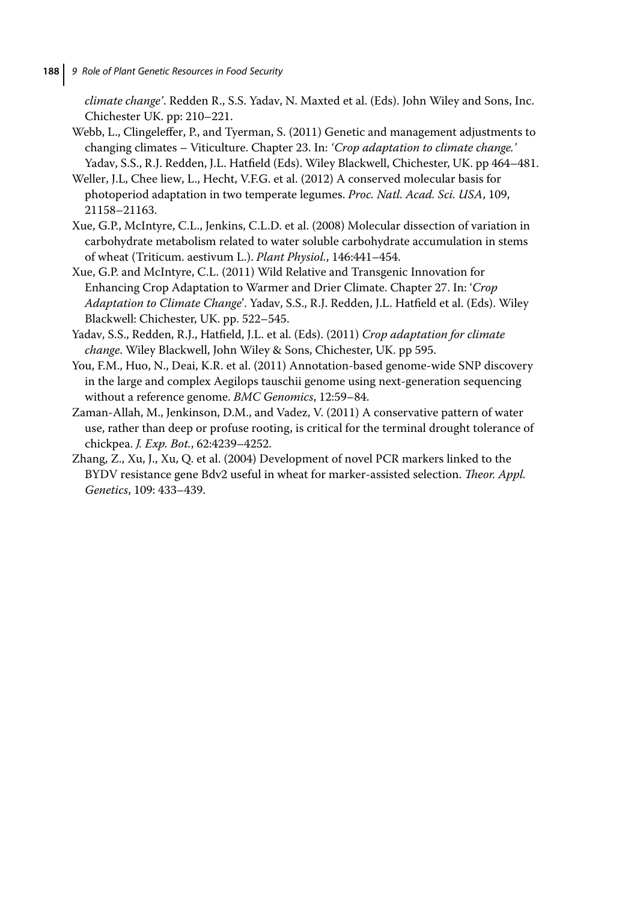*climate change'*. Redden R., S.S. Yadav, N. Maxted et al. (Eds). John Wiley and Sons, Inc. Chichester UK. pp: 210–221.

Webb, L., Clingeleffer, P., and Tyerman, S. (2011) Genetic and management adjustments to changing climates – Viticulture. Chapter 23. In: *'Crop adaptation to climate change.'* Yadav, S.S., R.J. Redden, J.L. Hatfield (Eds). Wiley Blackwell, Chichester, UK. pp 464–481.

Weller, J.L, Chee liew, L., Hecht, V.F.G. et al. (2012) A conserved molecular basis for photoperiod adaptation in two temperate legumes. *Proc. Natl. Acad. Sci. USA*, 109, 21158–21163.

Xue, G.P., McIntyre, C.L., Jenkins, C.L.D. et al. (2008) Molecular dissection of variation in carbohydrate metabolism related to water soluble carbohydrate accumulation in stems of wheat (Triticum. aestivum L.). *Plant Physiol.*, 146:441–454.

Xue, G.P. and McIntyre, C.L. (2011) Wild Relative and Transgenic Innovation for Enhancing Crop Adaptation to Warmer and Drier Climate. Chapter 27. In: '*Crop Adaptation to Climate Change*'. Yadav, S.S., R.J. Redden, J.L. Hatfield et al. (Eds). Wiley Blackwell: Chichester, UK. pp. 522–545.

Yadav, S.S., Redden, R.J., Hatfield, J.L. et al. (Eds). (2011) *Crop adaptation for climate change.* Wiley Blackwell, John Wiley & Sons, Chichester, UK. pp 595.

You, F.M., Huo, N., Deai, K.R. et al. (2011) Annotation-based genome-wide SNP discovery in the large and complex Aegilops tauschii genome using next-generation sequencing without a reference genome. *BMC Genomics*, 12:59–84.

Zaman-Allah, M., Jenkinson, D.M., and Vadez, V. (2011) A conservative pattern of water use, rather than deep or profuse rooting, is critical for the terminal drought tolerance of chickpea. *J. Exp. Bot.*, 62:4239–4252.

Zhang, Z., Xu, J., Xu, Q. et al. (2004) Development of novel PCR markers linked to the BYDV resistance gene Bdv2 useful in wheat for marker-assisted selection. *Theor. Appl. Genetics*, 109: 433–439.